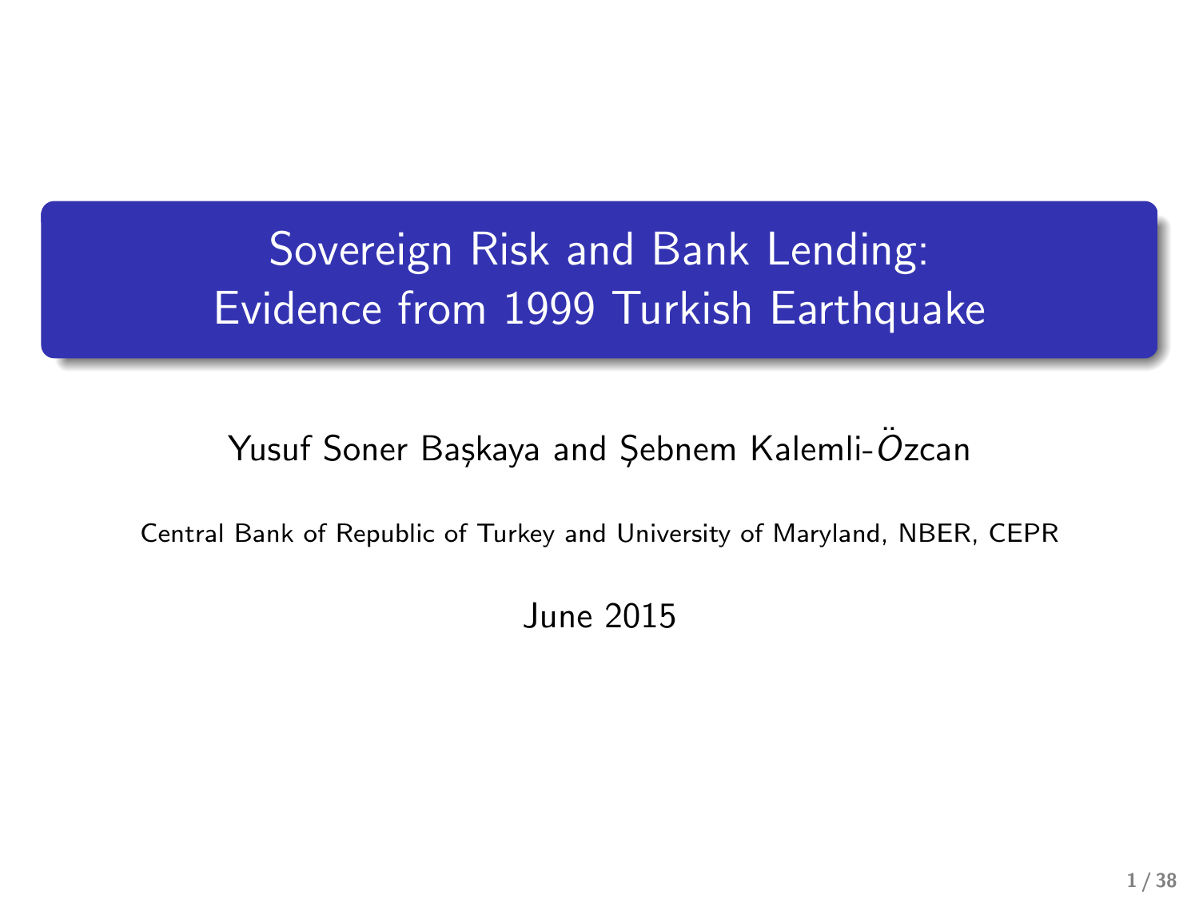# Sovereign Risk and Bank Lending: Evidence from 1999 Turkish Earthquake

Yusuf Soner Başkaya and Şebnem Kalemli-Özcan

Central Bank of Republic of Turkey and University of Maryland, NBER, CEPR

June 2015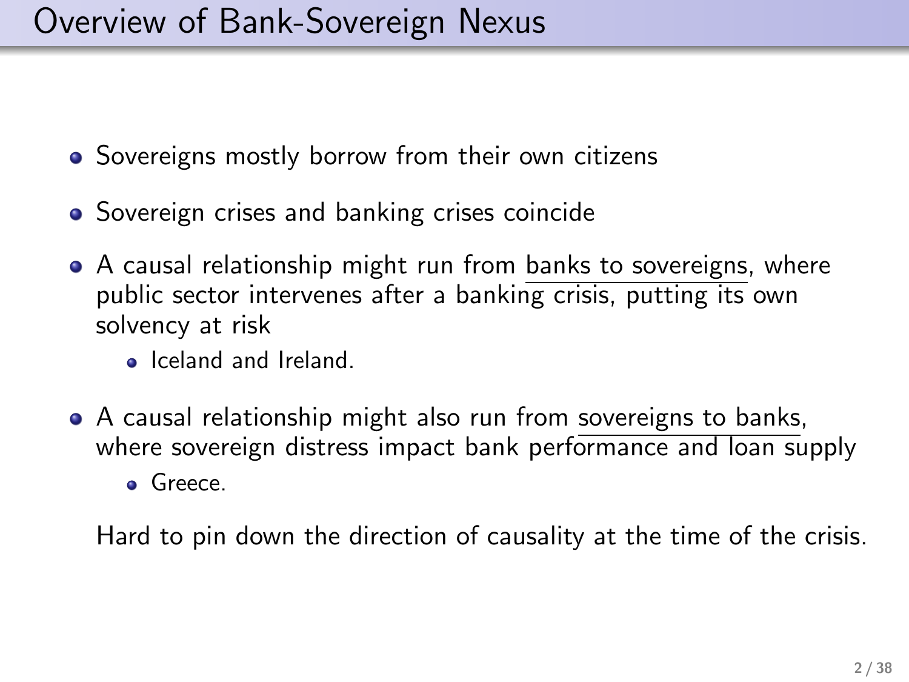# Overview of Bank-Sovereign Nexus

- Sovereigns mostly borrow from their own citizens
- Sovereign crises and banking crises coincide
- A causal relationship might run from banks to sovereigns, where public sector intervenes after a banking crisis, putting its own solvency at risk
  - Iceland and Ireland.
- A causal relationship might also run from sovereigns to banks, where sovereign distress impact bank performance and loan supply
  - Greece.

Hard to pin down the direction of causality at the time of the crisis.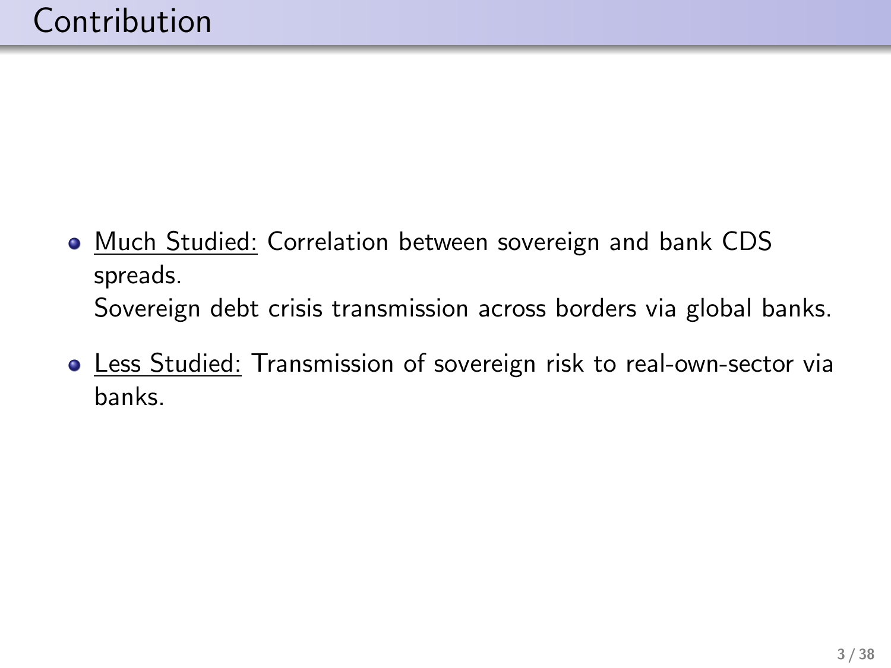# Contribution

- <u>Much Studied:</u> Correlation between sovereign and bank CDS spreads.
  Sovereign debt crisis transmission across borders via global banks.
- <u>Less Studied:</u> Transmission of sovereign risk to real-own-sector via banks.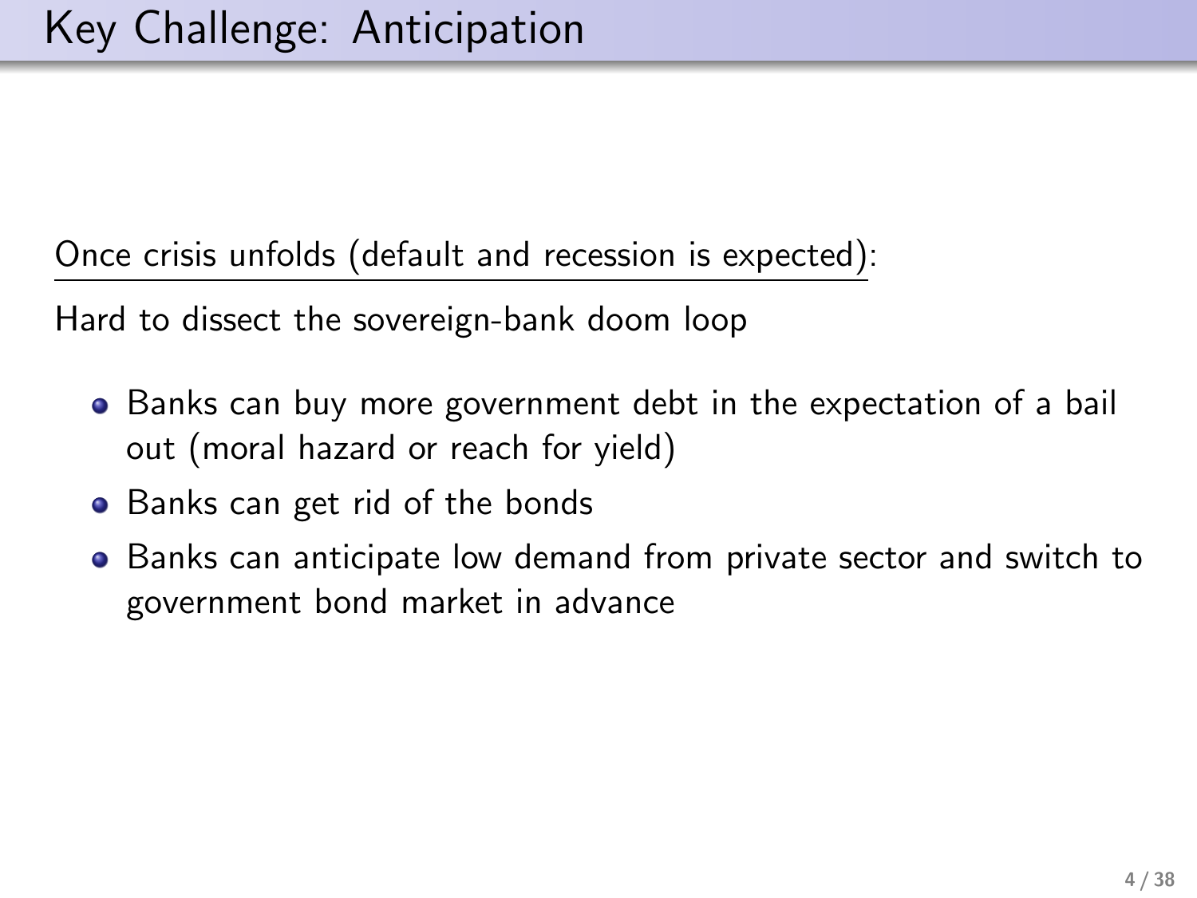# Key Challenge: Anticipation

<u>Once crisis unfolds (default and recession is expected)</u>:

Hard to dissect the sovereign-bank doom loop

- Banks can buy more government debt in the expectation of a bail out (moral hazard or reach for yield)
- Banks can get rid of the bonds
- Banks can anticipate low demand from private sector and switch to government bond market in advance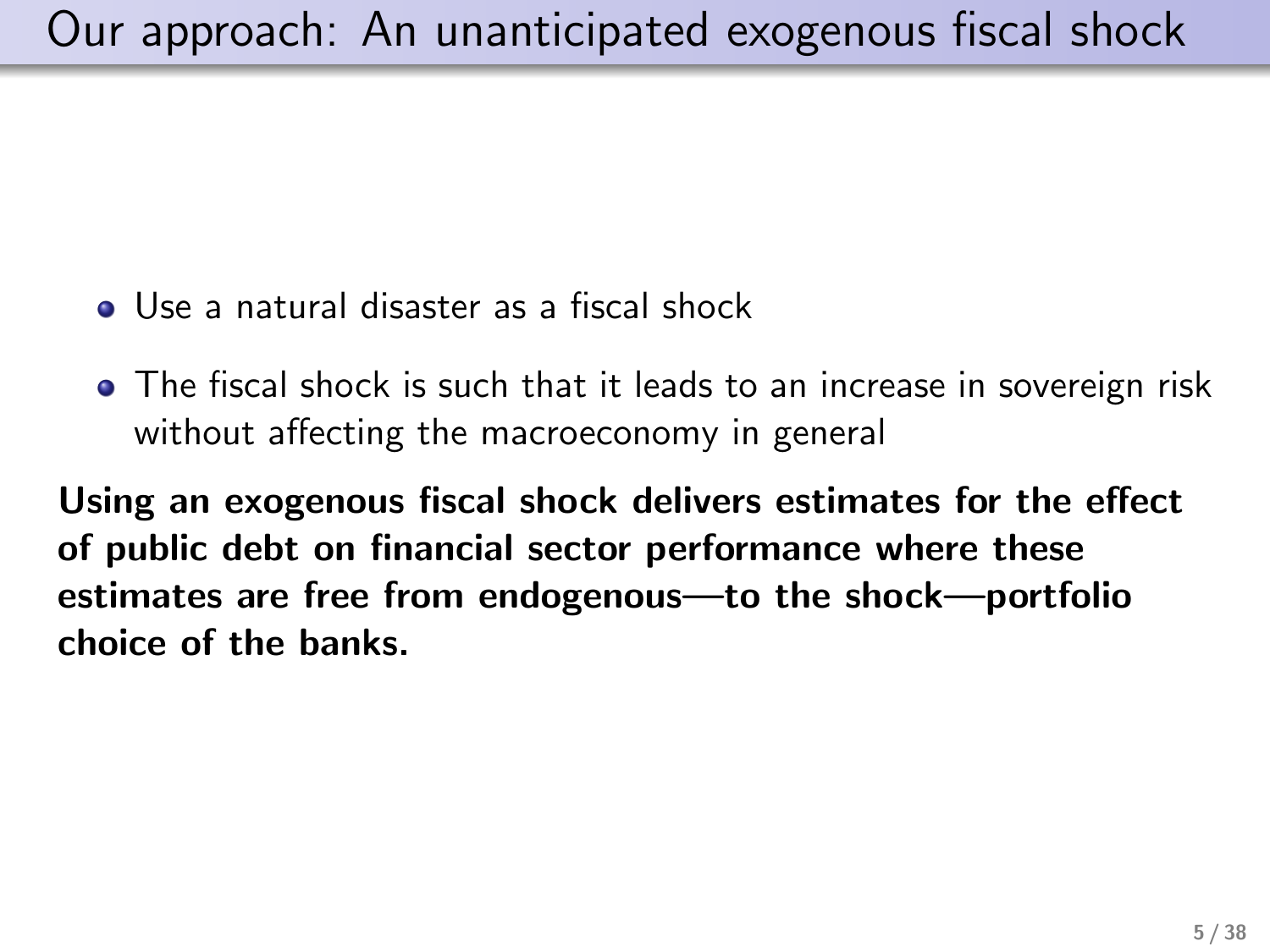# Our approach: An unanticipated exogenous fiscal shock

- Use a natural disaster as a fiscal shock
- The fiscal shock is such that it leads to an increase in sovereign risk without affecting the macroeconomy in general

**Using an exogenous fiscal shock delivers estimates for the effect of public debt on financial sector performance where these estimates are free from endogenous—to the shock—portfolio choice of the banks.**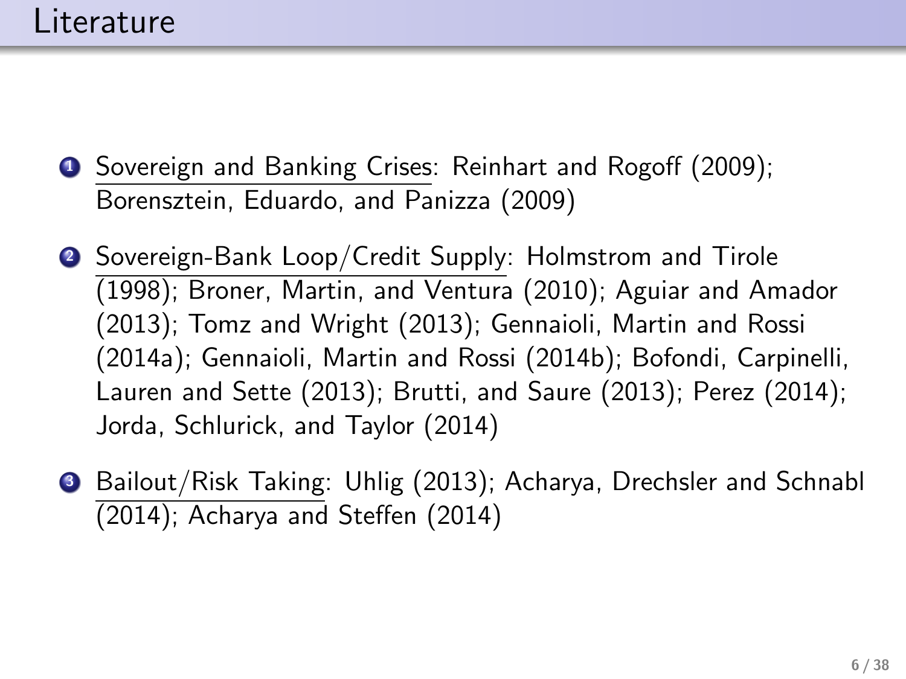# Literature

1. Sovereign and Banking Crises: Reinhart and Rogoff (2009); Borensztein, Eduardo, and Panizza (2009)

2. Sovereign-Bank Loop/Credit Supply: Holmstrom and Tirole (1998); Broner, Martin, and Ventura (2010); Aguiar and Amador (2013); Tomz and Wright (2013); Gennaioli, Martin and Rossi (2014a); Gennaioli, Martin and Rossi (2014b); Bofondi, Carpinelli, Lauren and Sette (2013); Brutti, and Saure (2013); Perez (2014); Jorda, Schlurick, and Taylor (2014)

3. Bailout/Risk Taking: Uhlig (2013); Acharya, Drechsler and Schnabl (2014); Acharya and Steffen (2014)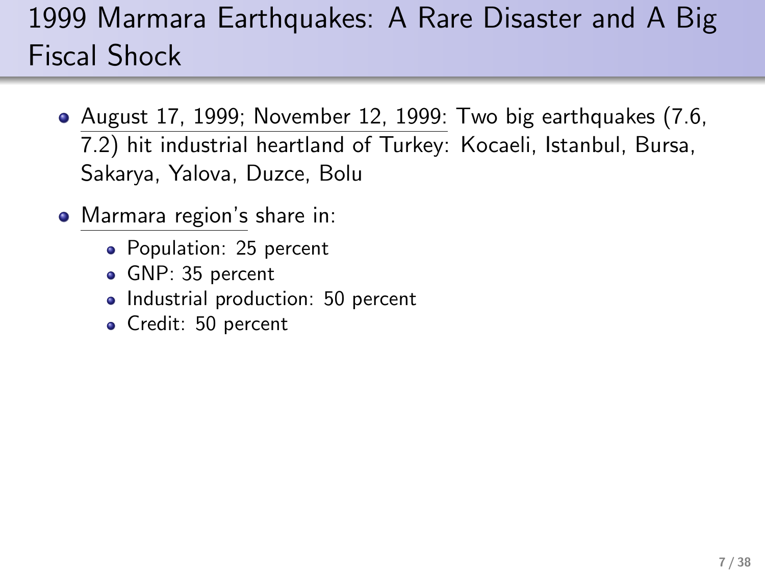# 1999 Marmara Earthquakes: A Rare Disaster and A Big Fiscal Shock

- August 17, 1999; November 12, 1999: Two big earthquakes (7.6, 7.2) hit industrial heartland of Turkey: Kocaeli, Istanbul, Bursa, Sakarya, Yalova, Duzce, Bolu
- Marmara region's share in:
  - Population: 25 percent
  - GNP: 35 percent
  - Industrial production: 50 percent
  - Credit: 50 percent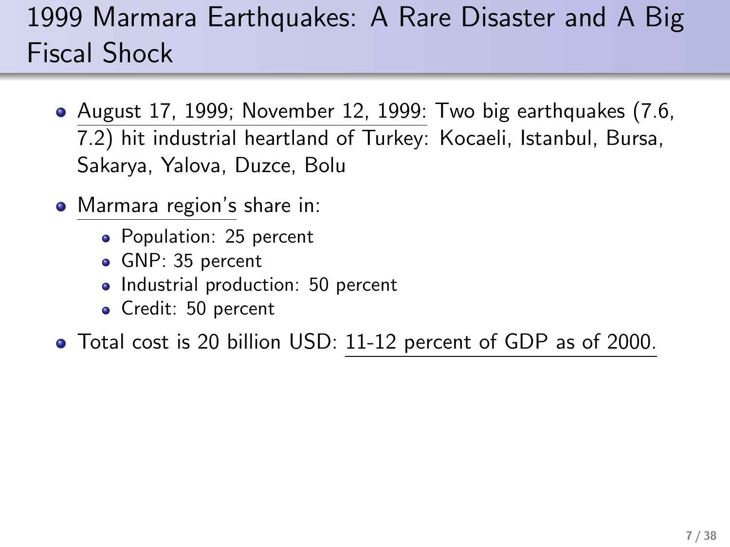# 1999 Marmara Earthquakes: A Rare Disaster and A Big Fiscal Shock

- August 17, 1999; November 12, 1999: Two big earthquakes (7.6, 7.2) hit industrial heartland of Turkey: Kocaeli, Istanbul, Bursa, Sakarya, Yalova, Duzce, Bolu
- Marmara region's share in:
  - Population: 25 percent
  - GNP: 35 percent
  - Industrial production: 50 percent
  - Credit: 50 percent
- Total cost is 20 billion USD: 11-12 percent of GDP as of 2000.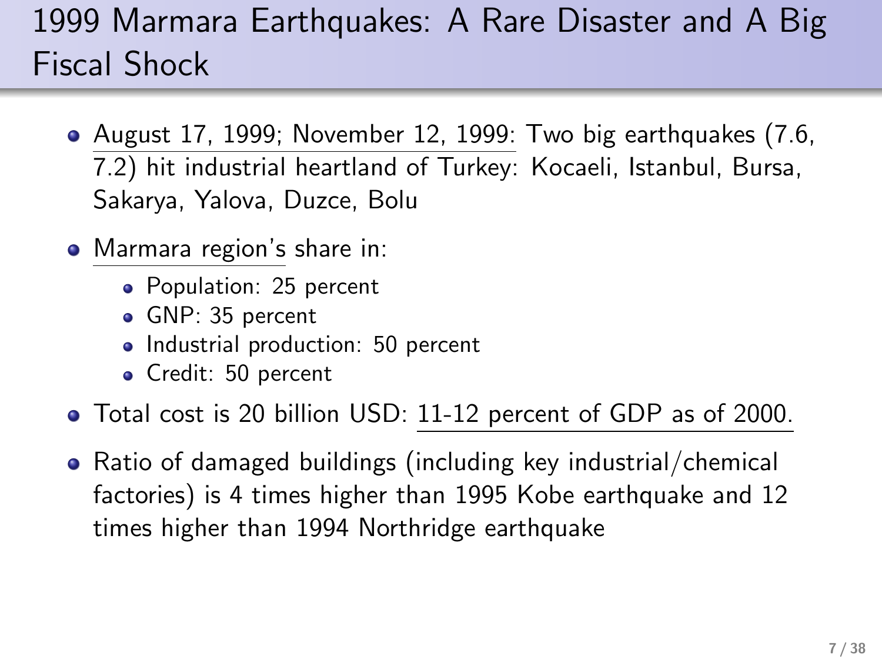# 1999 Marmara Earthquakes: A Rare Disaster and A Big Fiscal Shock

- August 17, 1999; November 12, 1999: Two big earthquakes (7.6, 7.2) hit industrial heartland of Turkey: Kocaeli, Istanbul, Bursa, Sakarya, Yalova, Duzce, Bolu
- Marmara region's share in:
  - Population: 25 percent
  - GNP: 35 percent
  - Industrial production: 50 percent
  - Credit: 50 percent
- Total cost is 20 billion USD: 11-12 percent of GDP as of 2000.
- Ratio of damaged buildings (including key industrial/chemical factories) is 4 times higher than 1995 Kobe earthquake and 12 times higher than 1994 Northridge earthquake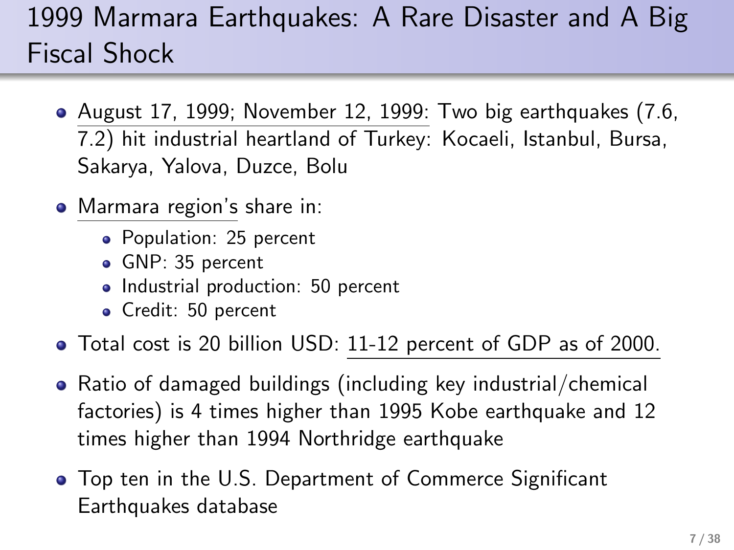# 1999 Marmara Earthquakes: A Rare Disaster and A Big Fiscal Shock

- August 17, 1999; November 12, 1999: Two big earthquakes (7.6, 7.2) hit industrial heartland of Turkey: Kocaeli, Istanbul, Bursa, Sakarya, Yalova, Duzce, Bolu
- Marmara region's share in:
  - Population: 25 percent
  - GNP: 35 percent
  - Industrial production: 50 percent
  - Credit: 50 percent
- Total cost is 20 billion USD: 11-12 percent of GDP as of 2000.
- Ratio of damaged buildings (including key industrial/chemical factories) is 4 times higher than 1995 Kobe earthquake and 12 times higher than 1994 Northridge earthquake
- Top ten in the U.S. Department of Commerce Significant Earthquakes database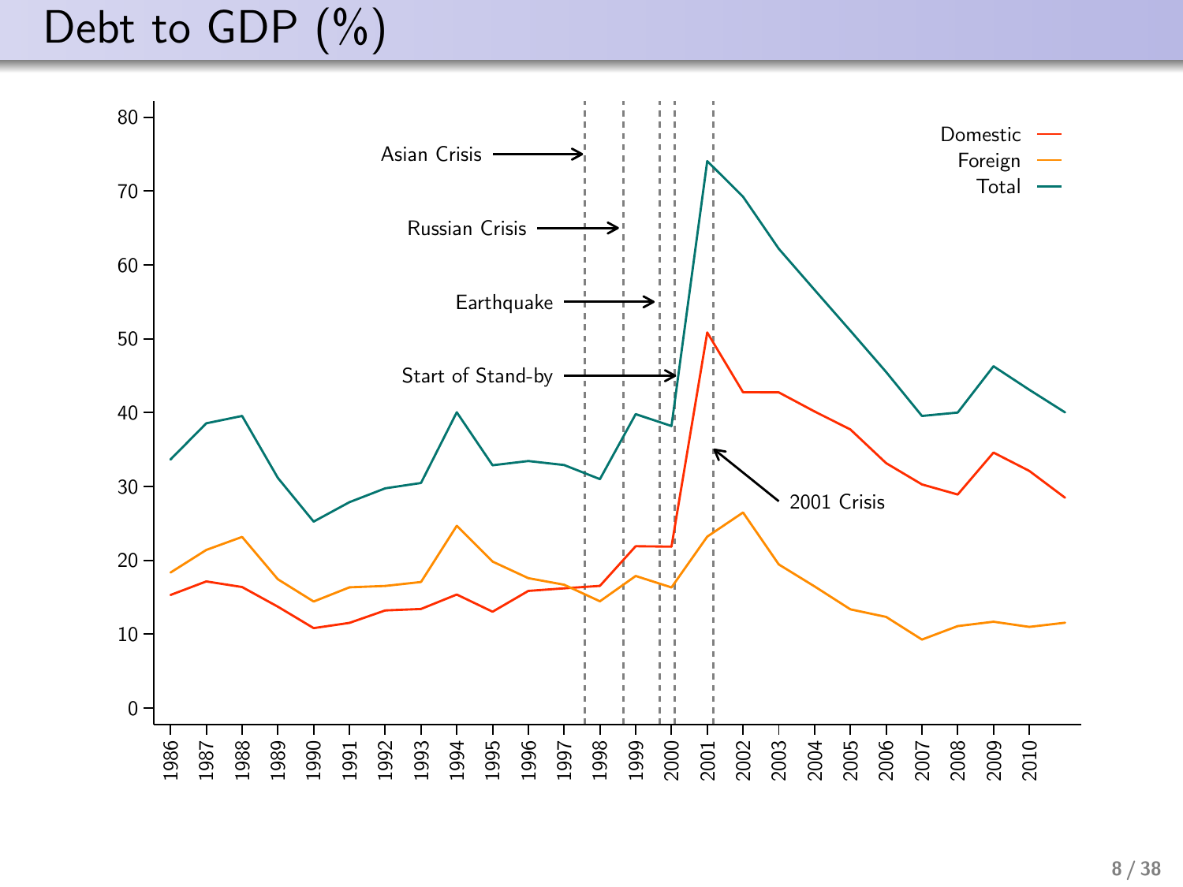# Debt to GDP (%)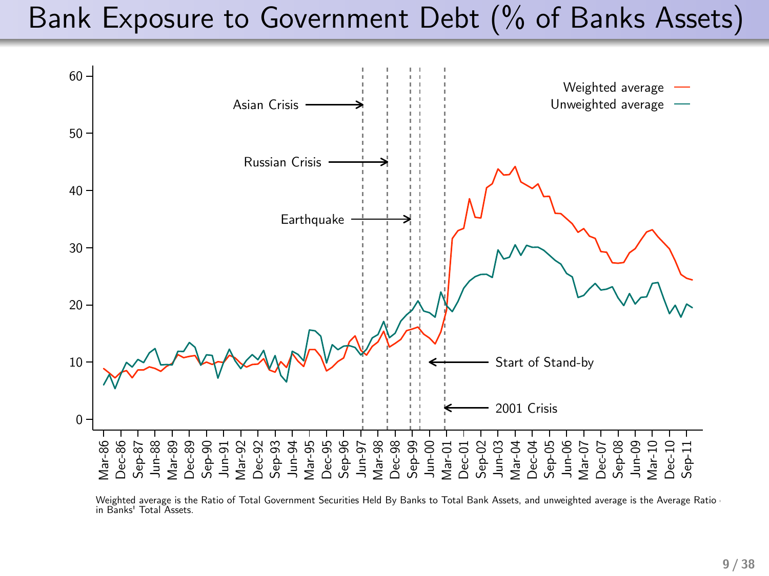# Bank Exposure to Government Debt (% of Banks Assets)

Weighted average is the Ratio of Total Government Securities Held By Banks to Total Bank Assets, and unweighted average is the Average Ratio in Banks' Total Assets.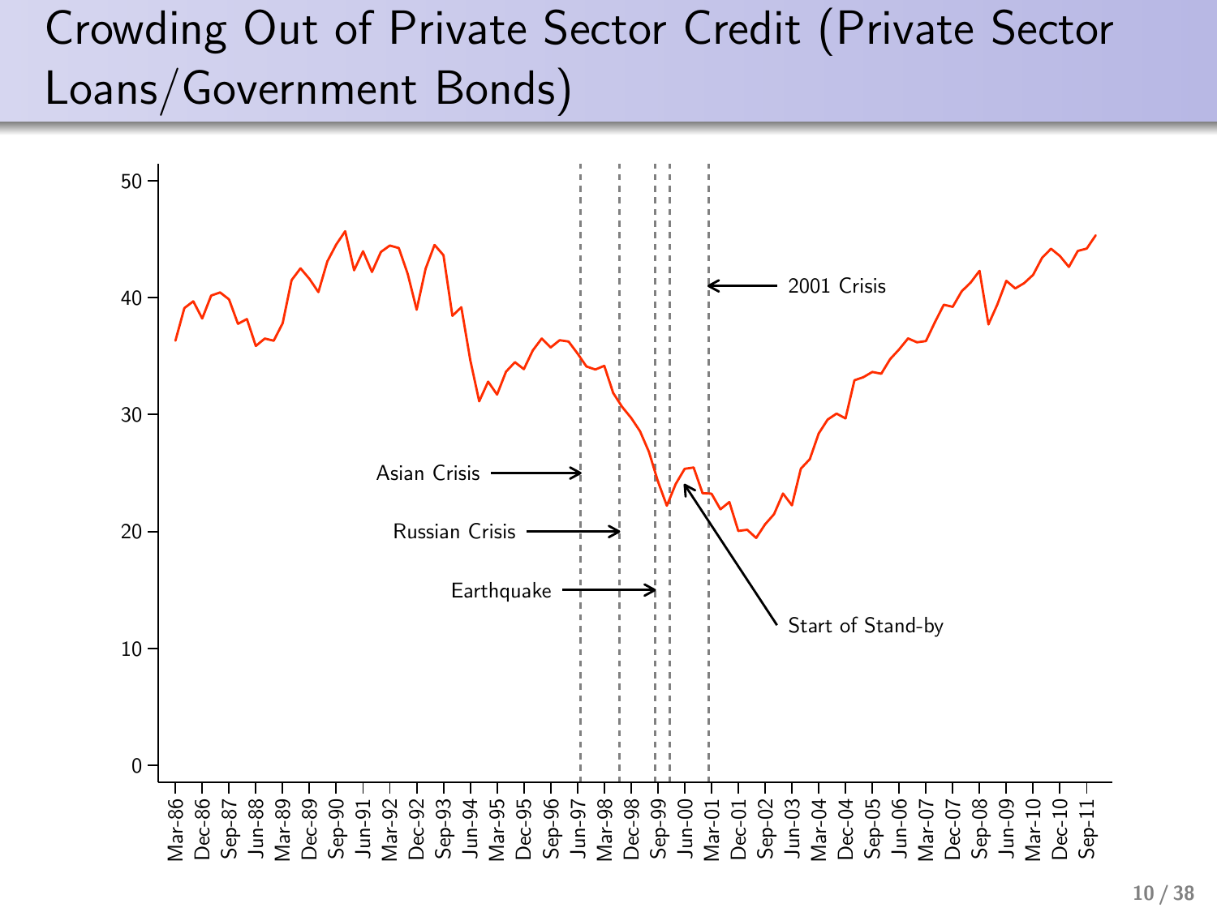# Crowding Out of Private Sector Credit (Private Sector Loans/Government Bonds)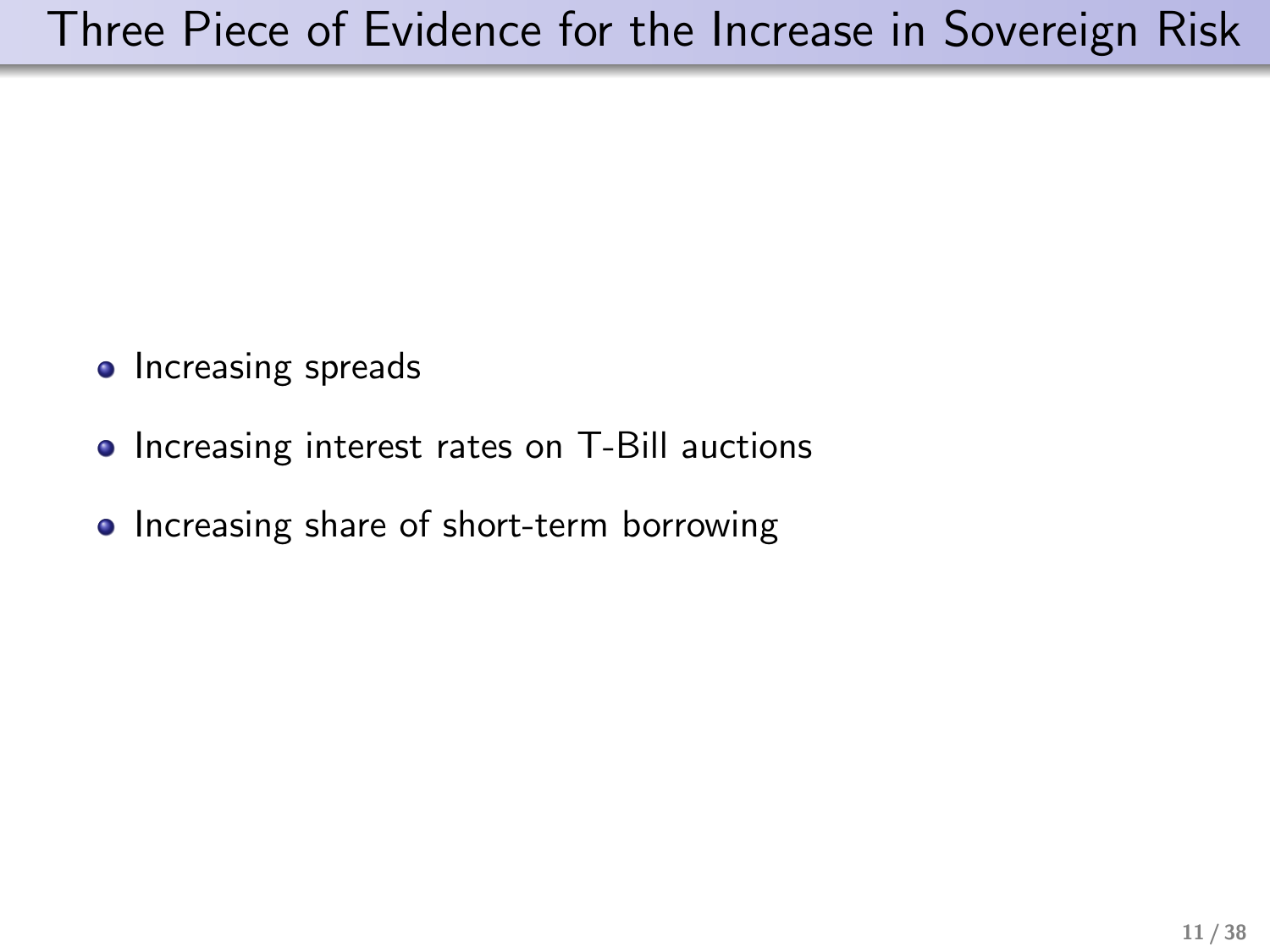# Three Piece of Evidence for the Increase in Sovereign Risk

- Increasing spreads
- Increasing interest rates on T-Bill auctions
- Increasing share of short-term borrowing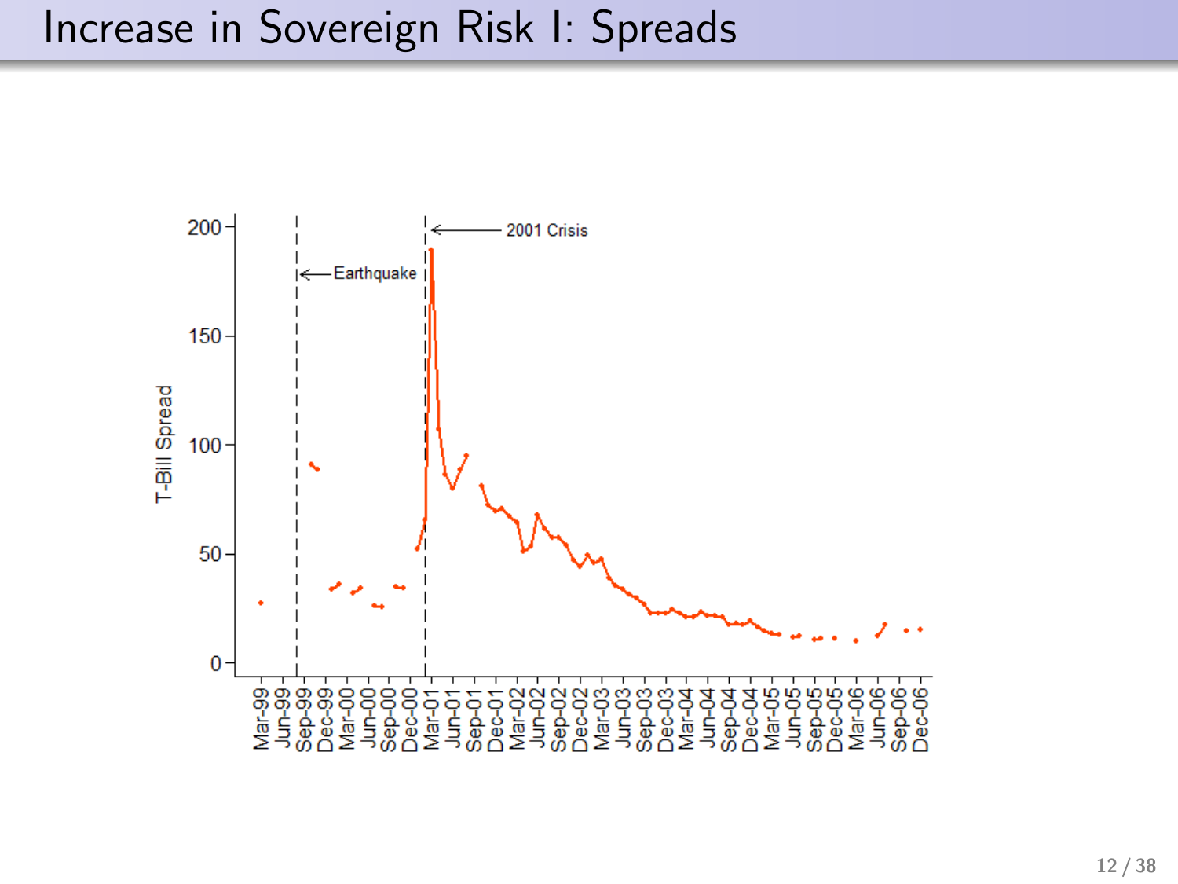# Increase in Sovereign Risk I: Spreads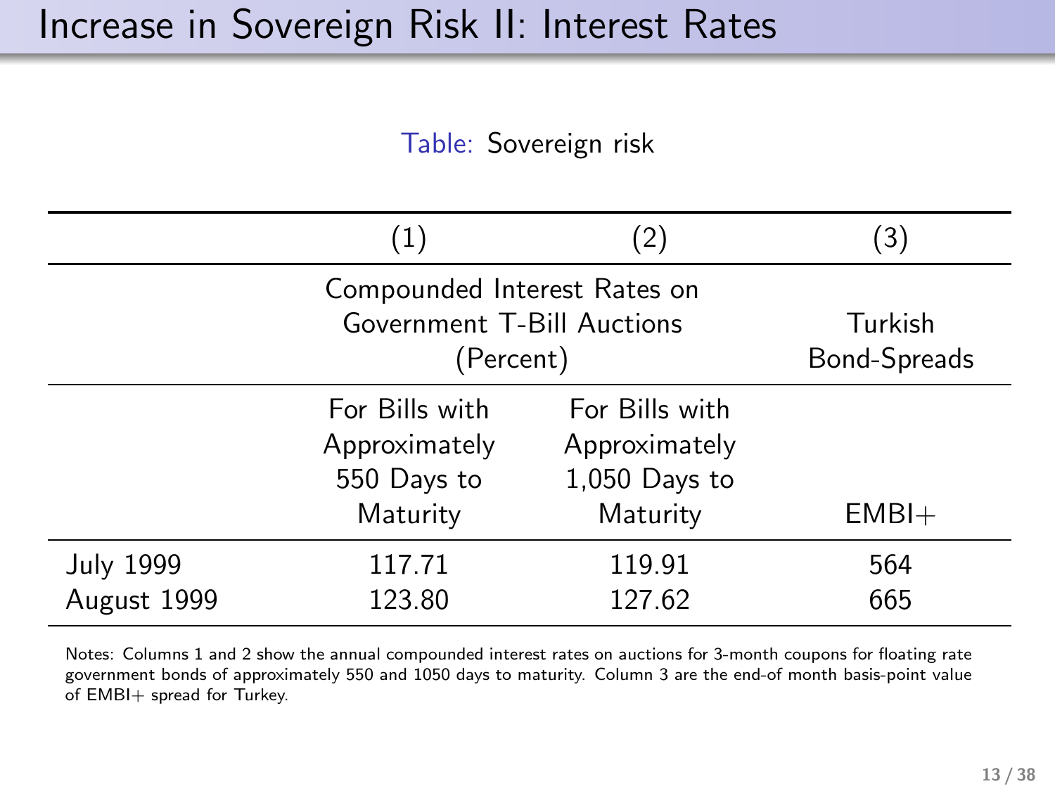# Increase in Sovereign Risk II: Interest Rates

Table: Sovereign risk

| | (1) | (2) | (3) |
|---|---|---|---|
| | Compounded Interest Rates on Government T-Bill Auctions (Percent) | | Turkish Bond-Spreads |
| | For Bills with Approximately 550 Days to Maturity | For Bills with Approximately 1,050 Days to Maturity | EMBI+ |
| July 1999 | 117.71 | 119.91 | 564 |
| August 1999 | 123.80 | 127.62 | 665 |

Notes: Columns 1 and 2 show the annual compounded interest rates on auctions for 3-month coupons for floating rate government bonds of approximately 550 and 1050 days to maturity. Column 3 are the end-of month basis-point value of EMBI+ spread for Turkey.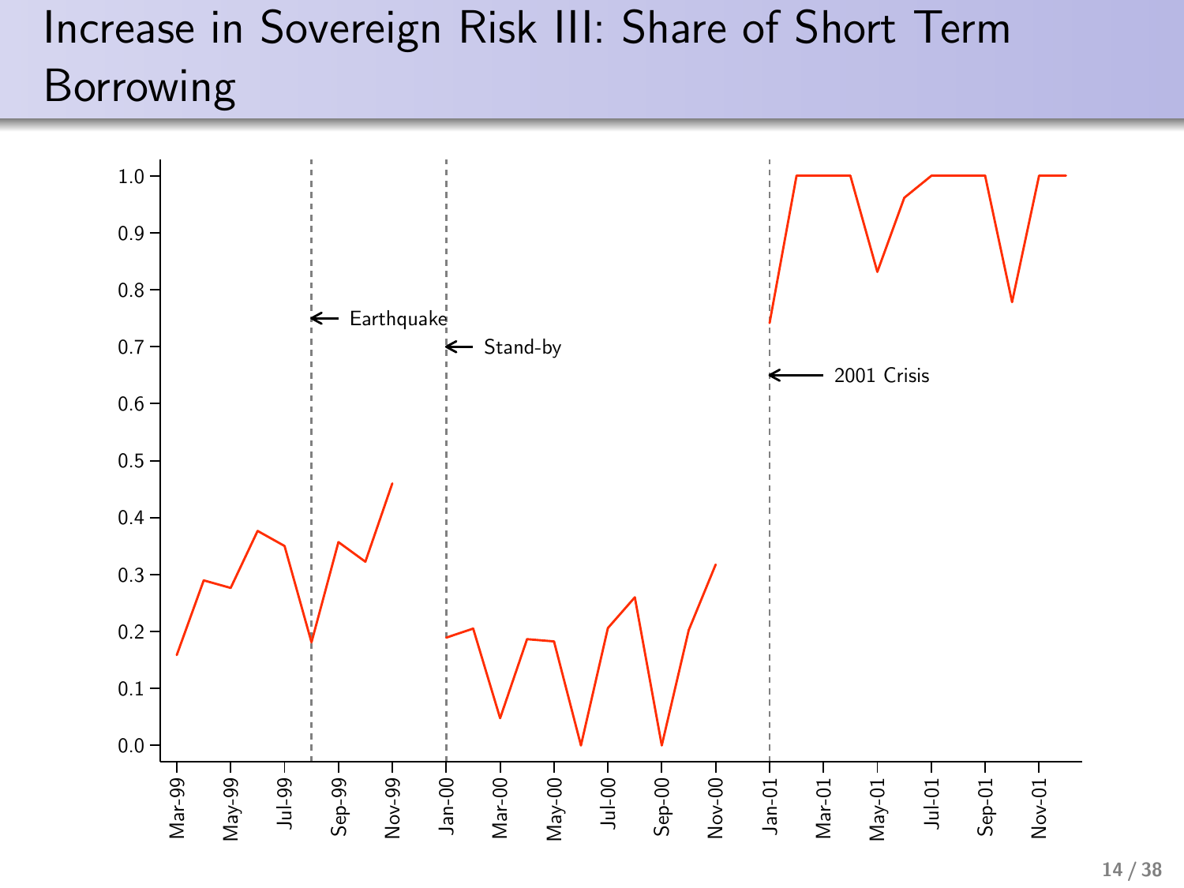# Increase in Sovereign Risk III: Share of Short Term Borrowing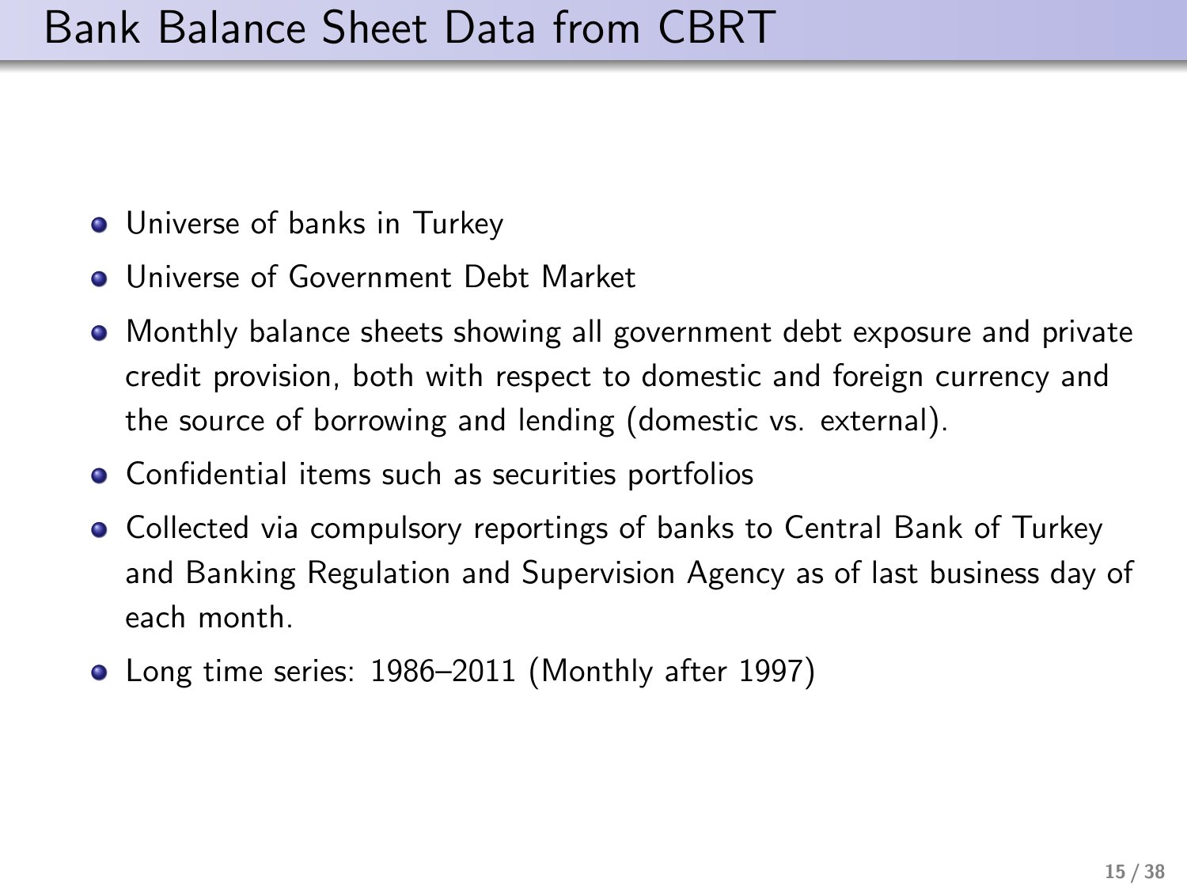# Bank Balance Sheet Data from CBRT

- Universe of banks in Turkey
- Universe of Government Debt Market
- Monthly balance sheets showing all government debt exposure and private credit provision, both with respect to domestic and foreign currency and the source of borrowing and lending (domestic vs. external).
- Confidential items such as securities portfolios
- Collected via compulsory reportings of banks to Central Bank of Turkey and Banking Regulation and Supervision Agency as of last business day of each month.
- Long time series: 1986–2011 (Monthly after 1997)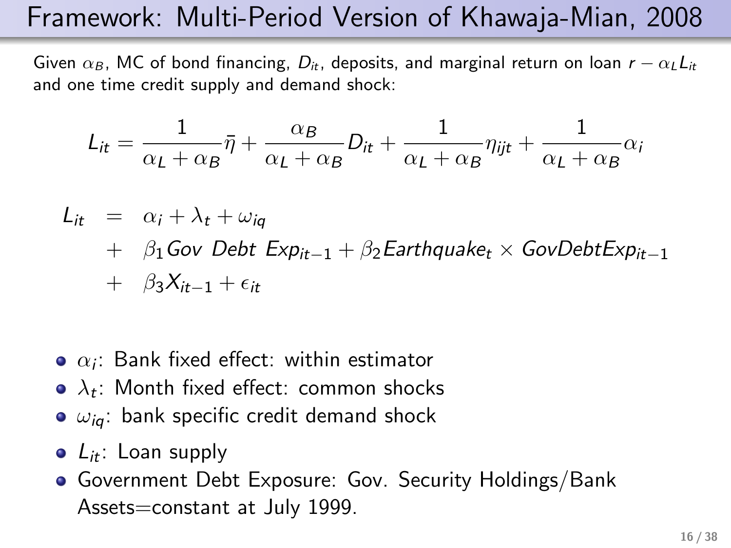# Framework: Multi-Period Version of Khawaja-Mian, 2008

Given $\alpha_B$, MC of bond financing, $D_{it}$, deposits, and marginal return on loan $r - \alpha_L L_{it}$ and one time credit supply and demand shock:

$$L_{it} = \frac{1}{\alpha_L + \alpha_B}\bar{\eta} + \frac{\alpha_B}{\alpha_L + \alpha_B} D_{it} + \frac{1}{\alpha_L + \alpha_B}\eta_{ijt} + \frac{1}{\alpha_L + \alpha_B}\alpha_i$$

$$\begin{aligned} L_{it} &= \alpha_i + \lambda_t + \omega_{iq} \\ &+ \beta_1 Gov\ Debt\ Exp_{it-1} + \beta_2 Earthquake_t \times GovDebtExp_{it-1} \\ &+ \beta_3 X_{it-1} + \epsilon_{it} \end{aligned}$$

- $\alpha_i$: Bank fixed effect: within estimator
- $\lambda_t$: Month fixed effect: common shocks
- $\omega_{iq}$: bank specific credit demand shock
- $L_{it}$: Loan supply
- Government Debt Exposure: Gov. Security Holdings/Bank Assets=constant at July 1999.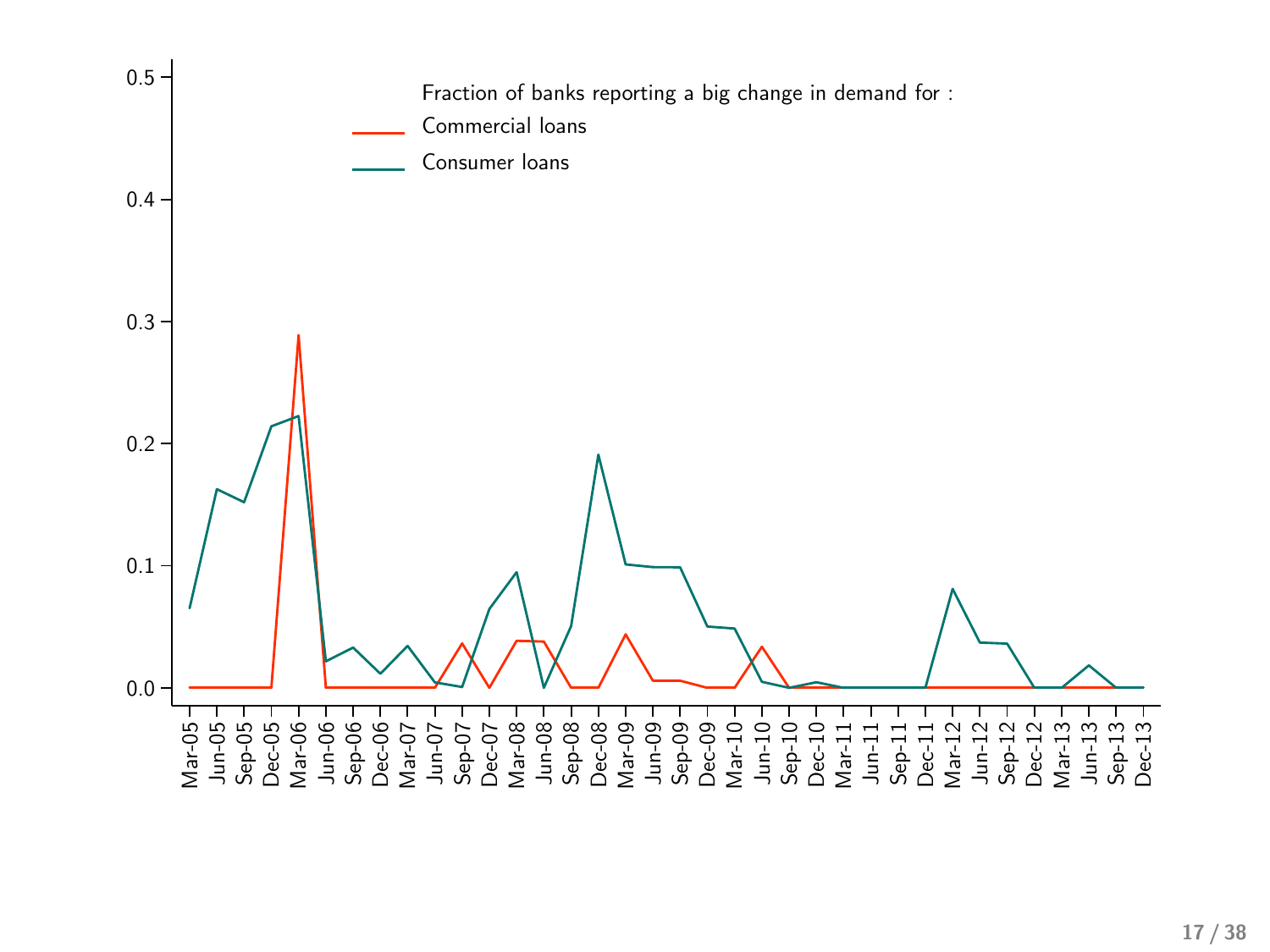Fraction of banks reporting a big change in demand for :

- Commercial loans
- Consumer loans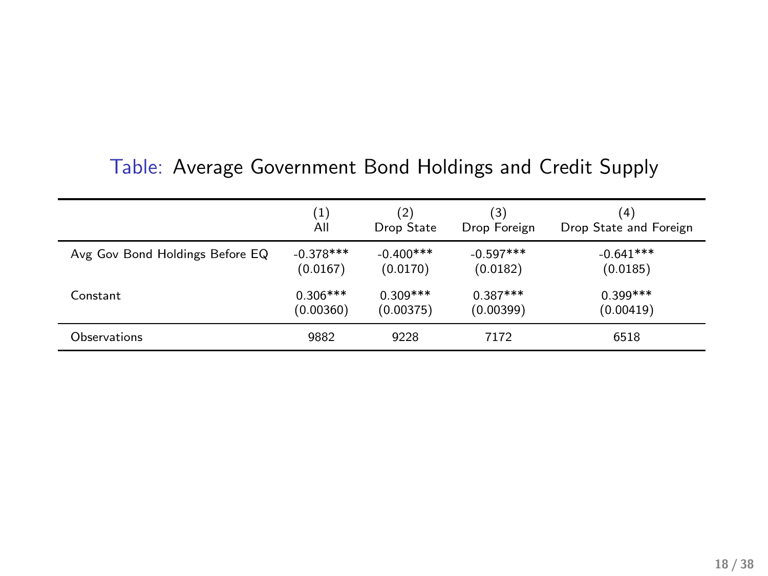Table: Average Government Bond Holdings and Credit Supply

| | (1) All | (2) Drop State | (3) Drop Foreign | (4) Drop State and Foreign |
|---|---|---|---|---|
| Avg Gov Bond Holdings Before EQ | -0.378*** | -0.400*** | -0.597*** | -0.641*** |
| | (0.0167) | (0.0170) | (0.0182) | (0.0185) |
| Constant | 0.306*** | 0.309*** | 0.387*** | 0.399*** |
| | (0.00360) | (0.00375) | (0.00399) | (0.00419) |
| Observations | 9882 | 9228 | 7172 | 6518 |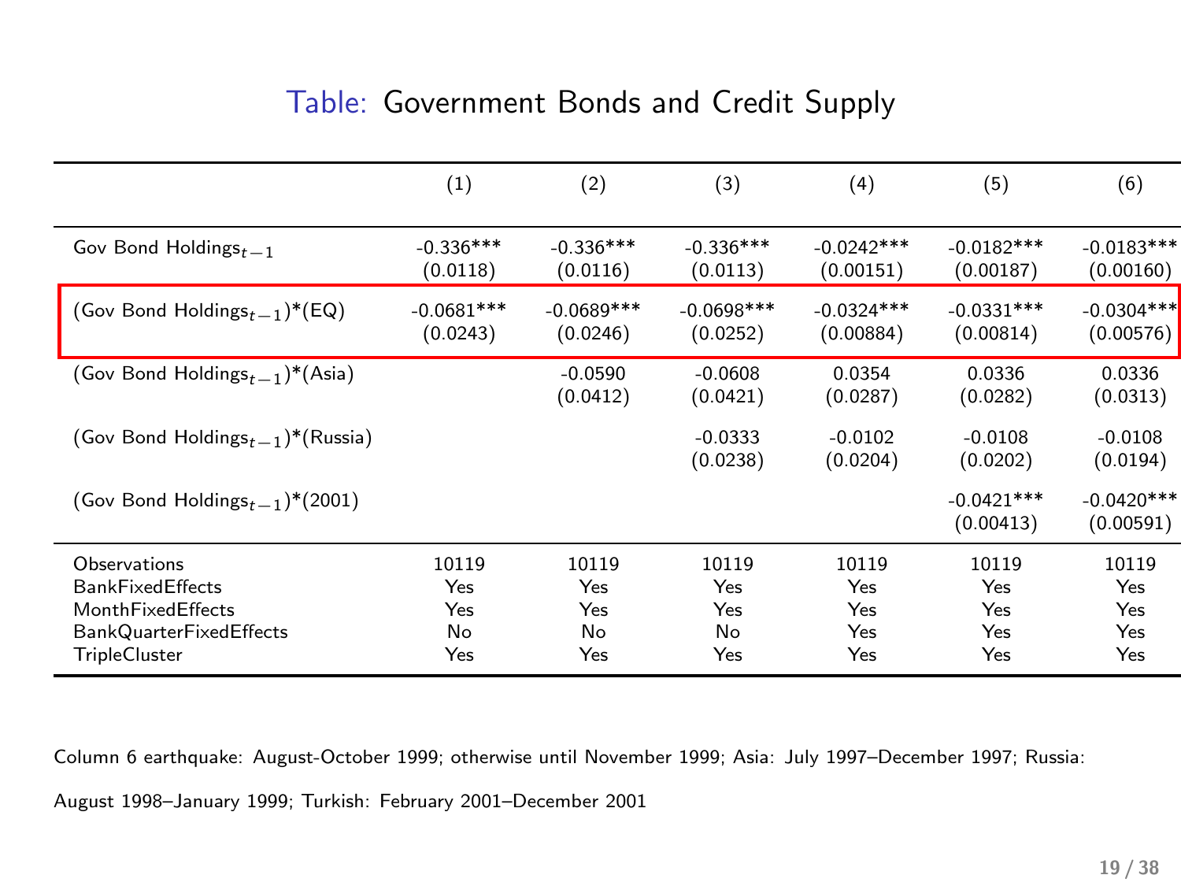## Table: Government Bonds and Credit Supply

| | (1) | (2) | (3) | (4) | (5) | (6) |
|---|---|---|---|---|---|---|
| Gov Bond Holdings$_{t-1}$ | -0.336*** | -0.336*** | -0.336*** | -0.0242*** | -0.0182*** | -0.0183*** |
| | (0.0118) | (0.0116) | (0.0113) | (0.00151) | (0.00187) | (0.00160) |
| (Gov Bond Holdings$_{t-1}$)*(EQ) | -0.0681*** | -0.0689*** | -0.0698*** | -0.0324*** | -0.0331*** | -0.0304*** |
| | (0.0243) | (0.0246) | (0.0252) | (0.00884) | (0.00814) | (0.00576) |
| (Gov Bond Holdings$_{t-1}$)*(Asia) | | -0.0590 | -0.0608 | 0.0354 | 0.0336 | 0.0336 |
| | | (0.0412) | (0.0421) | (0.0287) | (0.0282) | (0.0313) |
| (Gov Bond Holdings$_{t-1}$)*(Russia) | | | -0.0333 | -0.0102 | -0.0108 | -0.0108 |
| | | | (0.0238) | (0.0204) | (0.0202) | (0.0194) |
| (Gov Bond Holdings$_{t-1}$)*(2001) | | | | | -0.0421*** | -0.0420*** |
| | | | | | (0.00413) | (0.00591) |
| Observations | 10119 | 10119 | 10119 | 10119 | 10119 | 10119 |
| BankFixedEffects | Yes | Yes | Yes | Yes | Yes | Yes |
| MonthFixedEffects | Yes | Yes | Yes | Yes | Yes | Yes |
| BankQuarterFixedEffects | No | No | No | Yes | Yes | Yes |
| TripleCluster | Yes | Yes | Yes | Yes | Yes | Yes |

Column 6 earthquake: August-October 1999; otherwise until November 1999; Asia: July 1997–December 1997; Russia: August 1998–January 1999; Turkish: February 2001–December 2001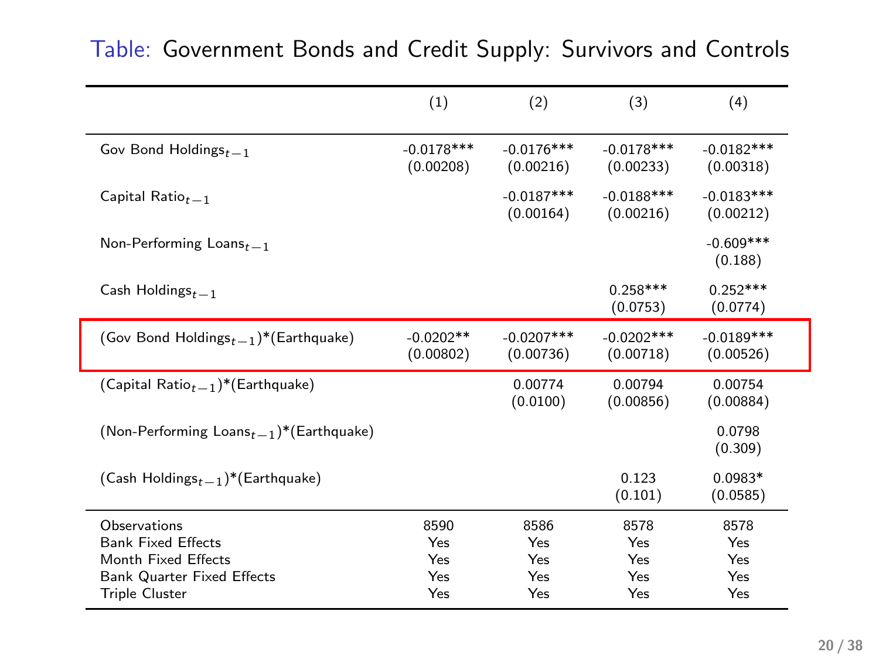Table: Government Bonds and Credit Supply: Survivors and Controls

| | (1) | (2) | (3) | (4) |
|---|---|---|---|---|
| Gov Bond Holdings$_{t-1}$ | -0.0178*** | -0.0176*** | -0.0178*** | -0.0182*** |
| | (0.00208) | (0.00216) | (0.00233) | (0.00318) |
| Capital Ratio$_{t-1}$ | | -0.0187*** | -0.0188*** | -0.0183*** |
| | | (0.00164) | (0.00216) | (0.00212) |
| Non-Performing Loans$_{t-1}$ | | | | -0.609*** |
| | | | | (0.188) |
| Cash Holdings$_{t-1}$ | | | 0.258*** | 0.252*** |
| | | | (0.0753) | (0.0774) |
| (Gov Bond Holdings$_{t-1}$)*(Earthquake) | -0.0202** | -0.0207*** | -0.0202*** | -0.0189*** |
| | (0.00802) | (0.00736) | (0.00718) | (0.00526) |
| (Capital Ratio$_{t-1}$)*(Earthquake) | | 0.00774 | 0.00794 | 0.00754 |
| | | (0.0100) | (0.00856) | (0.00884) |
| (Non-Performing Loans$_{t-1}$)*(Earthquake) | | | | 0.0798 |
| | | | | (0.309) |
| (Cash Holdings$_{t-1}$)*(Earthquake) | | | 0.123 | 0.0983* |
| | | | (0.101) | (0.0585) |
| Observations | 8590 | 8586 | 8578 | 8578 |
| Bank Fixed Effects | Yes | Yes | Yes | Yes |
| Month Fixed Effects | Yes | Yes | Yes | Yes |
| Bank Quarter Fixed Effects | Yes | Yes | Yes | Yes |
| Triple Cluster | Yes | Yes | Yes | Yes |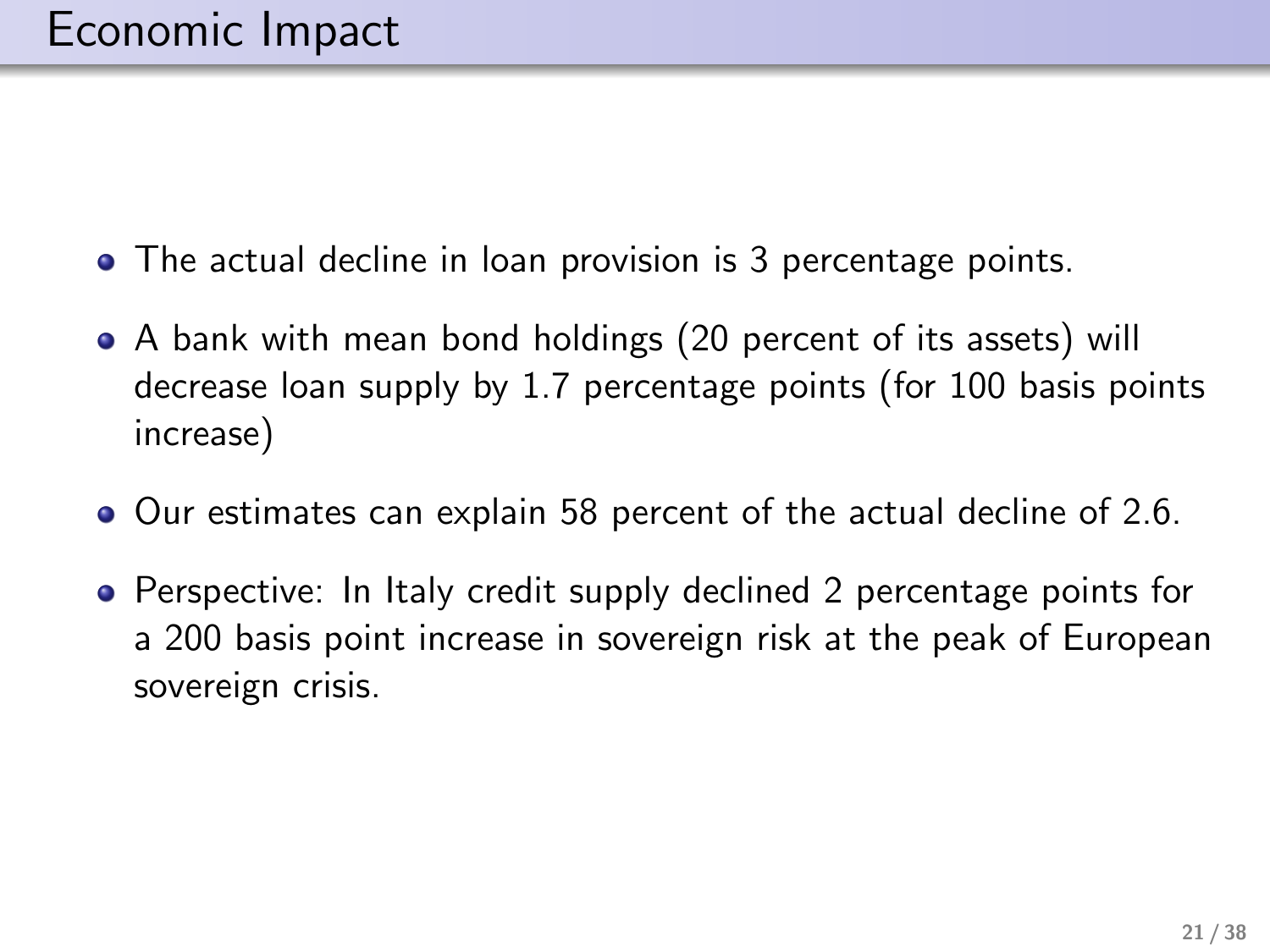# Economic Impact

- The actual decline in loan provision is 3 percentage points.
- A bank with mean bond holdings (20 percent of its assets) will decrease loan supply by 1.7 percentage points (for 100 basis points increase)
- Our estimates can explain 58 percent of the actual decline of 2.6.
- Perspective: In Italy credit supply declined 2 percentage points for a 200 basis point increase in sovereign risk at the peak of European sovereign crisis.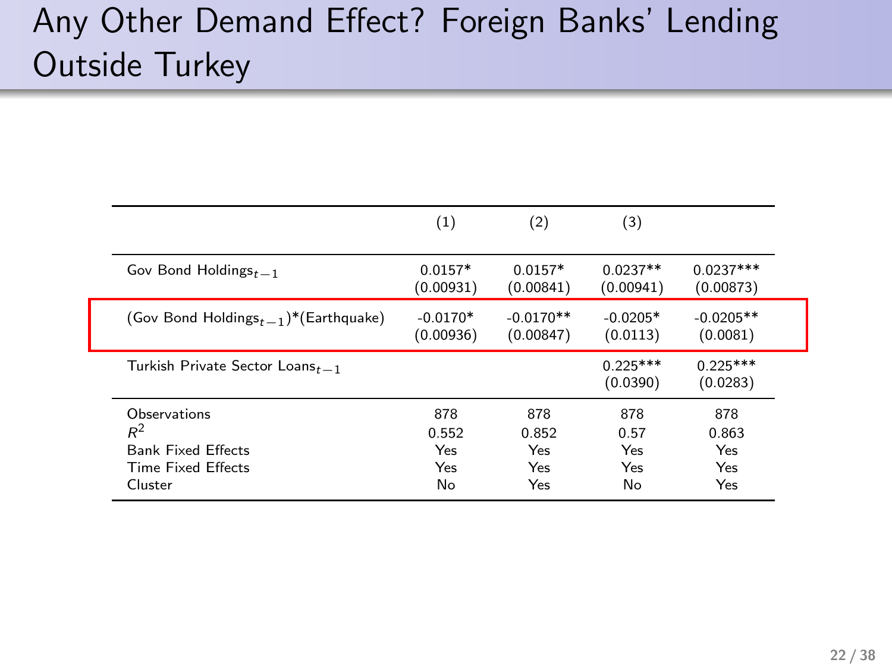# Any Other Demand Effect? Foreign Banks' Lending Outside Turkey

| | (1) | (2) | (3) | |
|---|---|---|---|---|
| Gov Bond Holdings$_{t-1}$ | 0.0157* | 0.0157* | 0.0237** | 0.0237*** |
| | (0.00931) | (0.00841) | (0.00941) | (0.00873) |
| (Gov Bond Holdings$_{t-1}$)*(Earthquake) | -0.0170* | -0.0170** | -0.0205* | -0.0205** |
| | (0.00936) | (0.00847) | (0.0113) | (0.0081) |
| Turkish Private Sector Loans$_{t-1}$ | | | 0.225*** | 0.225*** |
| | | | (0.0390) | (0.0283) |
| Observations | 878 | 878 | 878 | 878 |
| $R^2$ | 0.552 | 0.852 | 0.57 | 0.863 |
| Bank Fixed Effects | Yes | Yes | Yes | Yes |
| Time Fixed Effects | Yes | Yes | Yes | Yes |
| Cluster | No | Yes | No | Yes |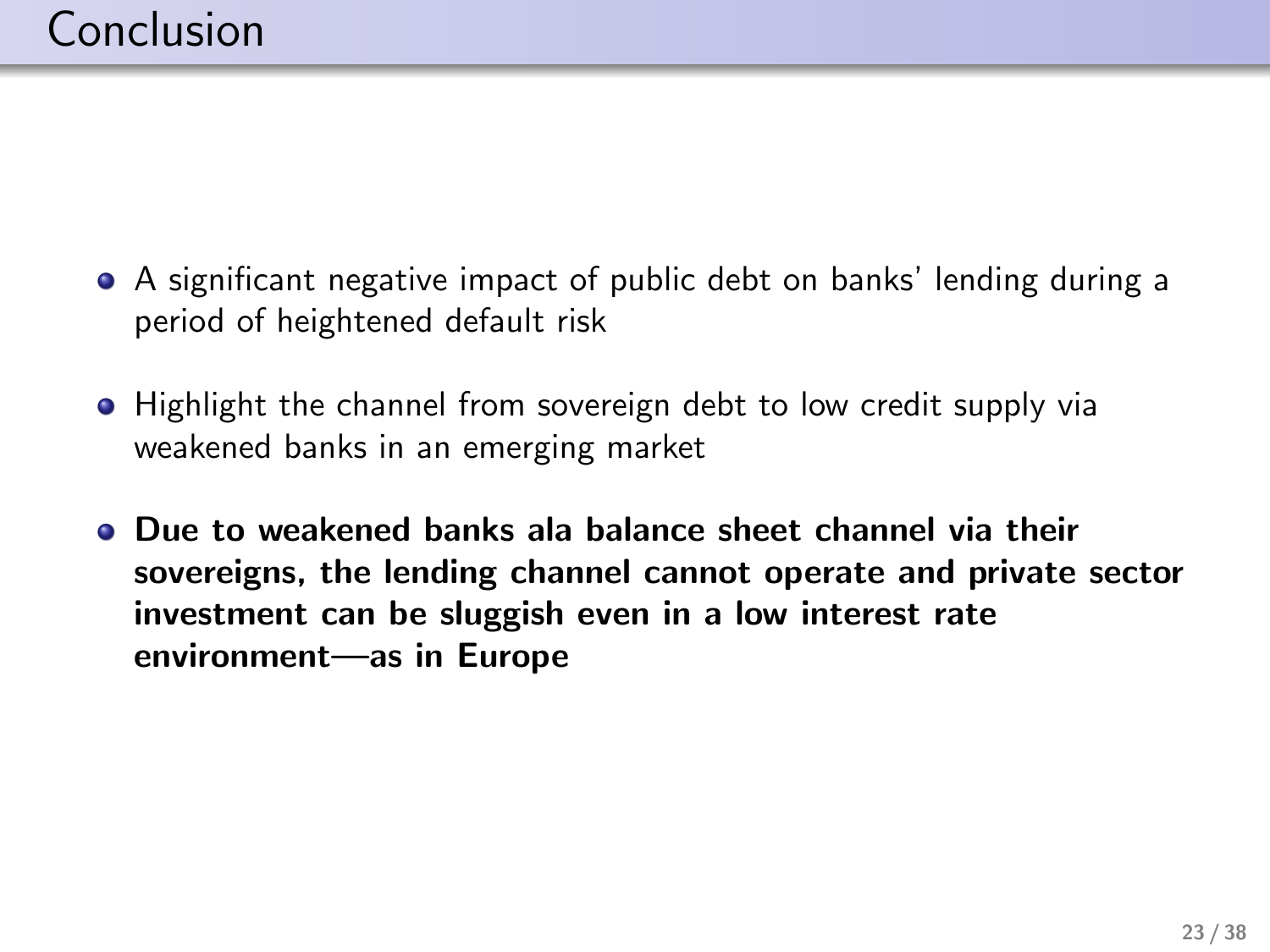# Conclusion

- A significant negative impact of public debt on banks' lending during a period of heightened default risk
- Highlight the channel from sovereign debt to low credit supply via weakened banks in an emerging market
- **Due to weakened banks ala balance sheet channel via their sovereigns, the lending channel cannot operate and private sector investment can be sluggish even in a low interest rate environment—as in Europe**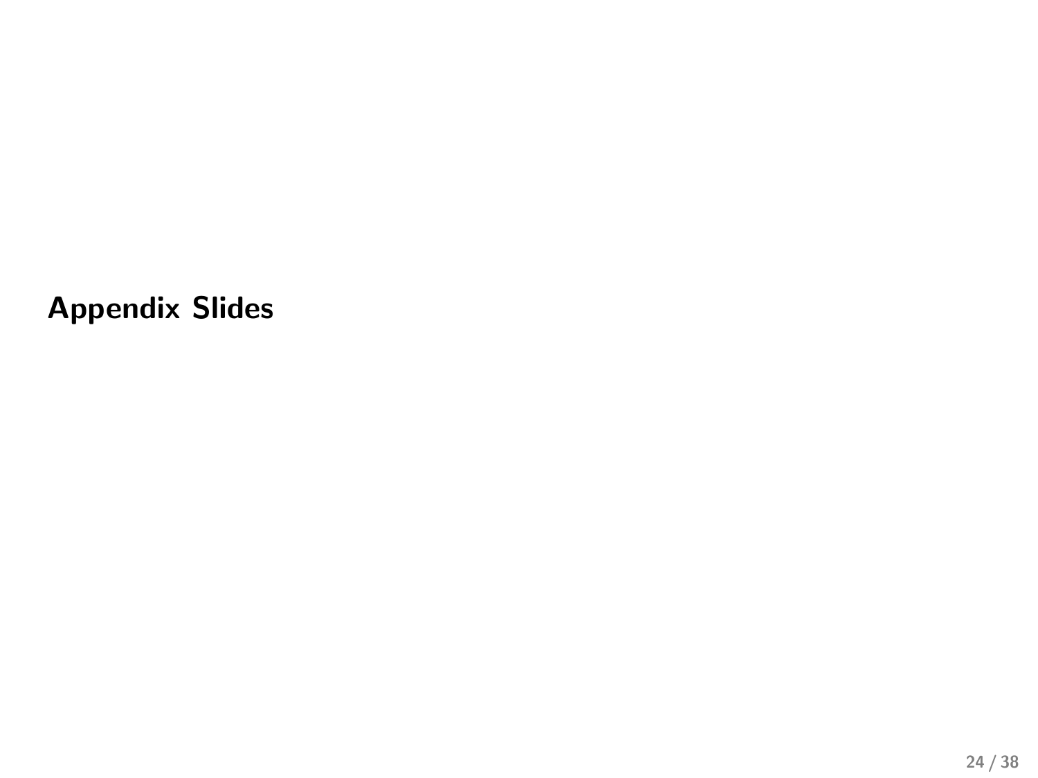# Appendix Slides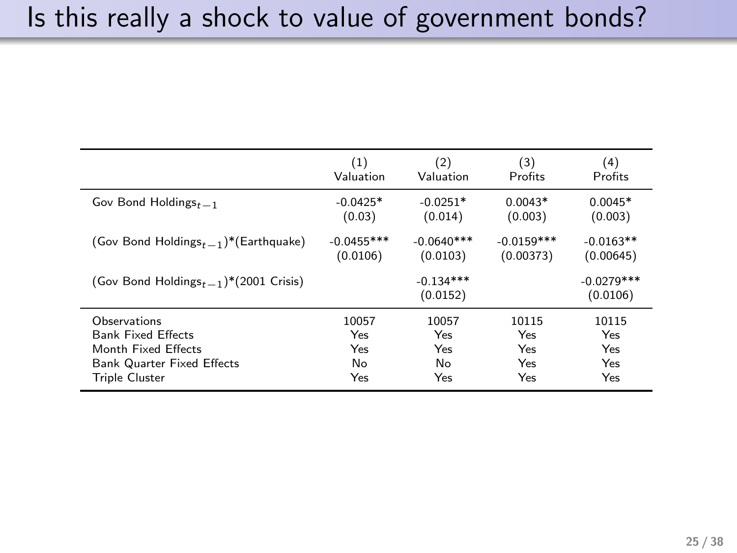# Is this really a shock to value of government bonds?

| | (1) Valuation | (2) Valuation | (3) Profits | (4) Profits |
|---|---|---|---|---|
| Gov Bond Holdings$_{t-1}$ | -0.0425* | -0.0251* | 0.0043* | 0.0045* |
| | (0.03) | (0.014) | (0.003) | (0.003) |
| (Gov Bond Holdings$_{t-1}$)*(Earthquake) | -0.0455*** | -0.0640*** | -0.0159*** | -0.0163** |
| | (0.0106) | (0.0103) | (0.00373) | (0.00645) |
| (Gov Bond Holdings$_{t-1}$)*(2001 Crisis) | | -0.134*** | | -0.0279*** |
| | | (0.0152) | | (0.0106) |
| Observations | 10057 | 10057 | 10115 | 10115 |
| Bank Fixed Effects | Yes | Yes | Yes | Yes |
| Month Fixed Effects | Yes | Yes | Yes | Yes |
| Bank Quarter Fixed Effects | No | No | Yes | Yes |
| Triple Cluster | Yes | Yes | Yes | Yes |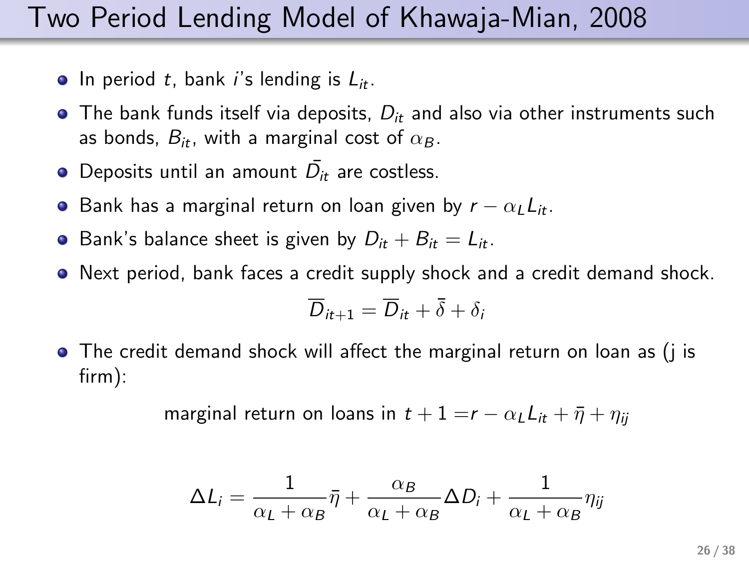# Two Period Lending Model of Khawaja-Mian, 2008

- In period $t$, bank $i$'s lending is $L_{it}$.
- The bank funds itself via deposits, $D_{it}$ and also via other instruments such as bonds, $B_{it}$, with a marginal cost of $\alpha_B$.
- Deposits until an amount $\bar{D_{it}}$ are costless.
- Bank has a marginal return on loan given by $r - \alpha_L L_{it}$.
- Bank's balance sheet is given by $D_{it} + B_{it} = L_{it}$.
- Next period, bank faces a credit supply shock and a credit demand shock.

$$\overline{D}_{it+1} = \overline{D}_{it} + \bar{\delta} + \delta_i$$

- The credit demand shock will affect the marginal return on loan as (j is firm):

$$\text{marginal return on loans in } t+1 = r - \alpha_L L_{it} + \bar{\eta} + \eta_{ij}$$

$$\Delta L_i = \frac{1}{\alpha_L + \alpha_B}\bar{\eta} + \frac{\alpha_B}{\alpha_L + \alpha_B}\Delta D_i + \frac{1}{\alpha_L + \alpha_B}\eta_{ij}$$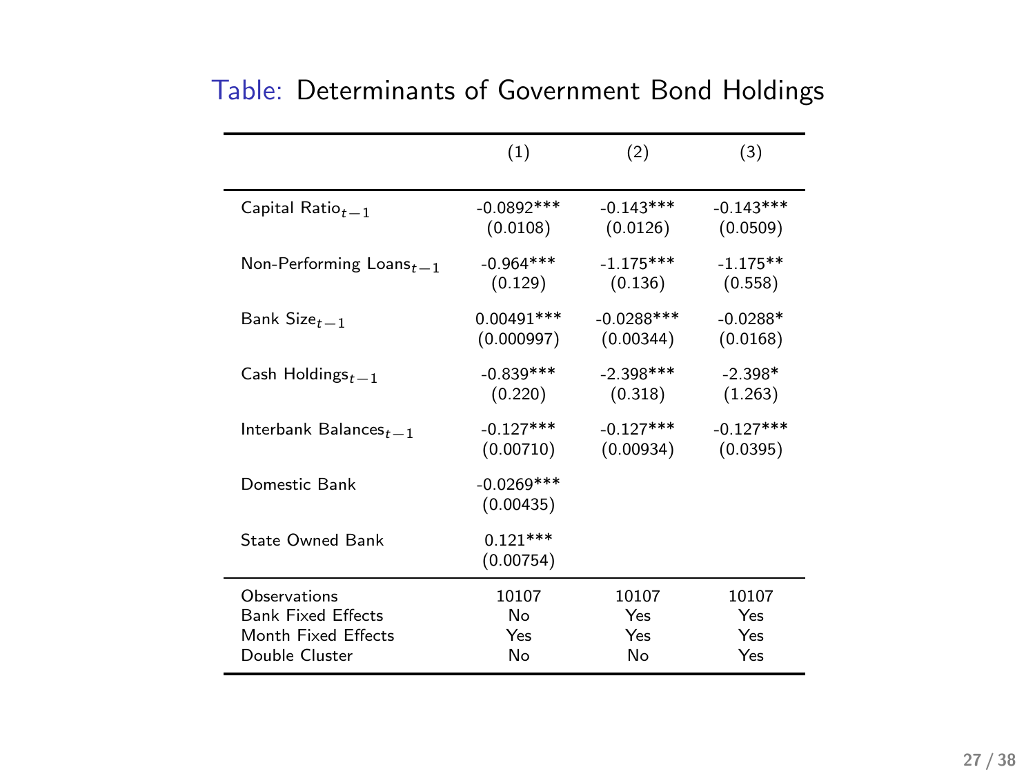Table: Determinants of Government Bond Holdings

| | (1) | (2) | (3) |
|---|---|---|---|
| Capital Ratio$_{t-1}$ | -0.0892*** | -0.143*** | -0.143*** |
| | (0.0108) | (0.0126) | (0.0509) |
| Non-Performing Loans$_{t-1}$ | -0.964*** | -1.175*** | -1.175** |
| | (0.129) | (0.136) | (0.558) |
| Bank Size$_{t-1}$ | 0.00491*** | -0.0288*** | -0.0288* |
| | (0.000997) | (0.00344) | (0.0168) |
| Cash Holdings$_{t-1}$ | -0.839*** | -2.398*** | -2.398* |
| | (0.220) | (0.318) | (1.263) |
| Interbank Balances$_{t-1}$ | -0.127*** | -0.127*** | -0.127*** |
| | (0.00710) | (0.00934) | (0.0395) |
| Domestic Bank | -0.0269*** | | |
| | (0.00435) | | |
| State Owned Bank | 0.121*** | | |
| | (0.00754) | | |
| Observations | 10107 | 10107 | 10107 |
| Bank Fixed Effects | No | Yes | Yes |
| Month Fixed Effects | Yes | Yes | Yes |
| Double Cluster | No | No | Yes |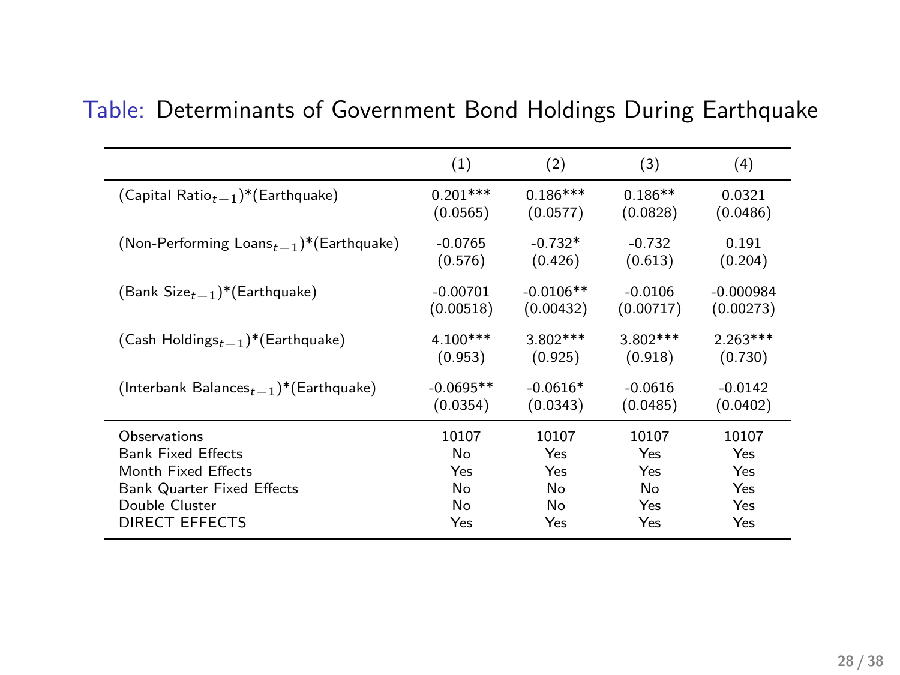Table: Determinants of Government Bond Holdings During Earthquake

| | (1) | (2) | (3) | (4) |
|---|---|---|---|---|
| (Capital Ratio$_{t-1}$)*(Earthquake) | 0.201*** | 0.186*** | 0.186** | 0.0321 |
| | (0.0565) | (0.0577) | (0.0828) | (0.0486) |
| (Non-Performing Loans$_{t-1}$)*(Earthquake) | -0.0765 | -0.732* | -0.732 | 0.191 |
| | (0.576) | (0.426) | (0.613) | (0.204) |
| (Bank Size$_{t-1}$)*(Earthquake) | -0.00701 | -0.0106** | -0.0106 | -0.000984 |
| | (0.00518) | (0.00432) | (0.00717) | (0.00273) |
| (Cash Holdings$_{t-1}$)*(Earthquake) | 4.100*** | 3.802*** | 3.802*** | 2.263*** |
| | (0.953) | (0.925) | (0.918) | (0.730) |
| (Interbank Balances$_{t-1}$)*(Earthquake) | -0.0695** | -0.0616* | -0.0616 | -0.0142 |
| | (0.0354) | (0.0343) | (0.0485) | (0.0402) |
| Observations | 10107 | 10107 | 10107 | 10107 |
| Bank Fixed Effects | No | Yes | Yes | Yes |
| Month Fixed Effects | Yes | Yes | Yes | Yes |
| Bank Quarter Fixed Effects | No | No | No | Yes |
| Double Cluster | No | No | Yes | Yes |
| DIRECT EFFECTS | Yes | Yes | Yes | Yes |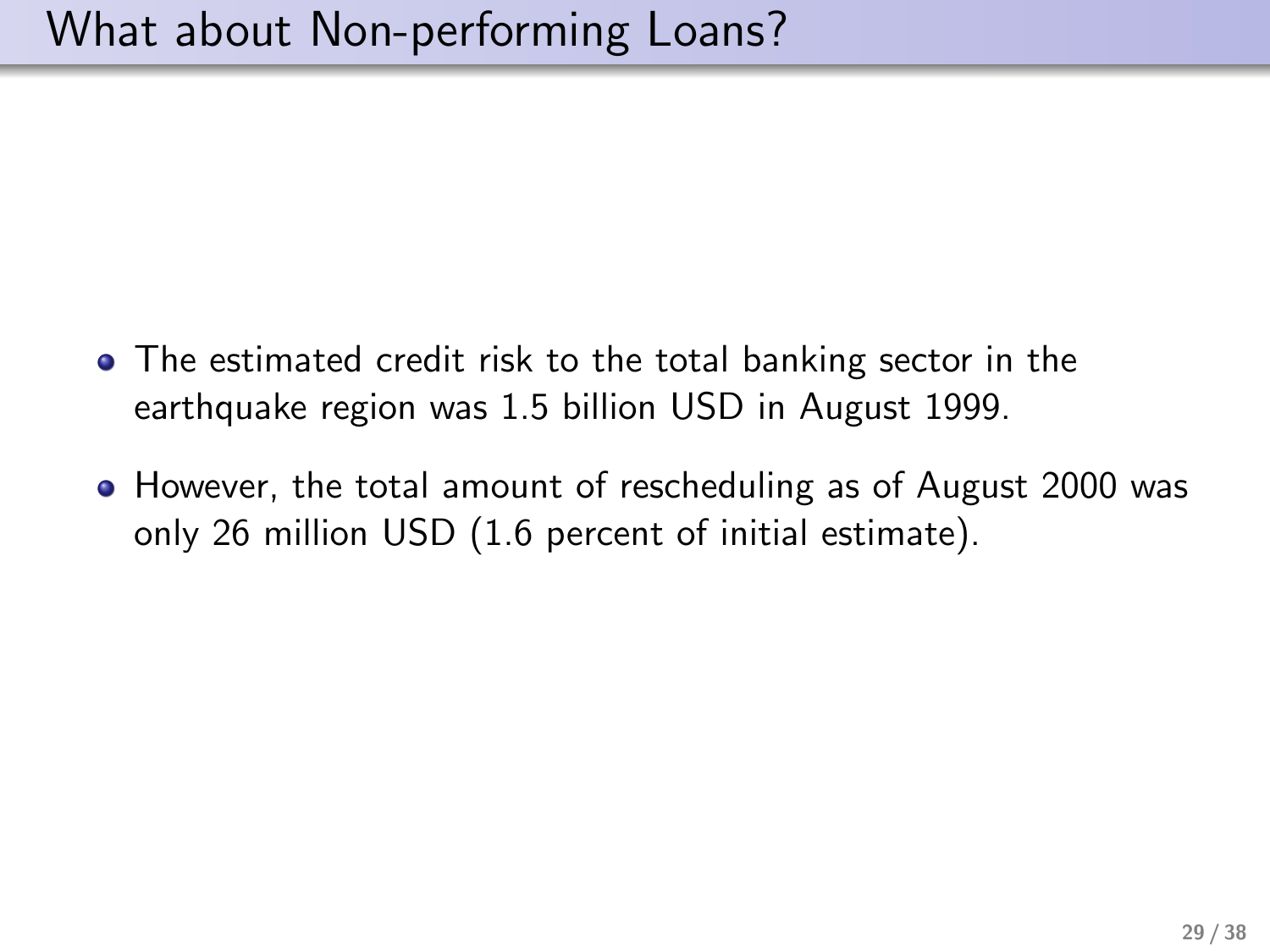# What about Non-performing Loans?

- The estimated credit risk to the total banking sector in the earthquake region was 1.5 billion USD in August 1999.
- However, the total amount of rescheduling as of August 2000 was only 26 million USD (1.6 percent of initial estimate).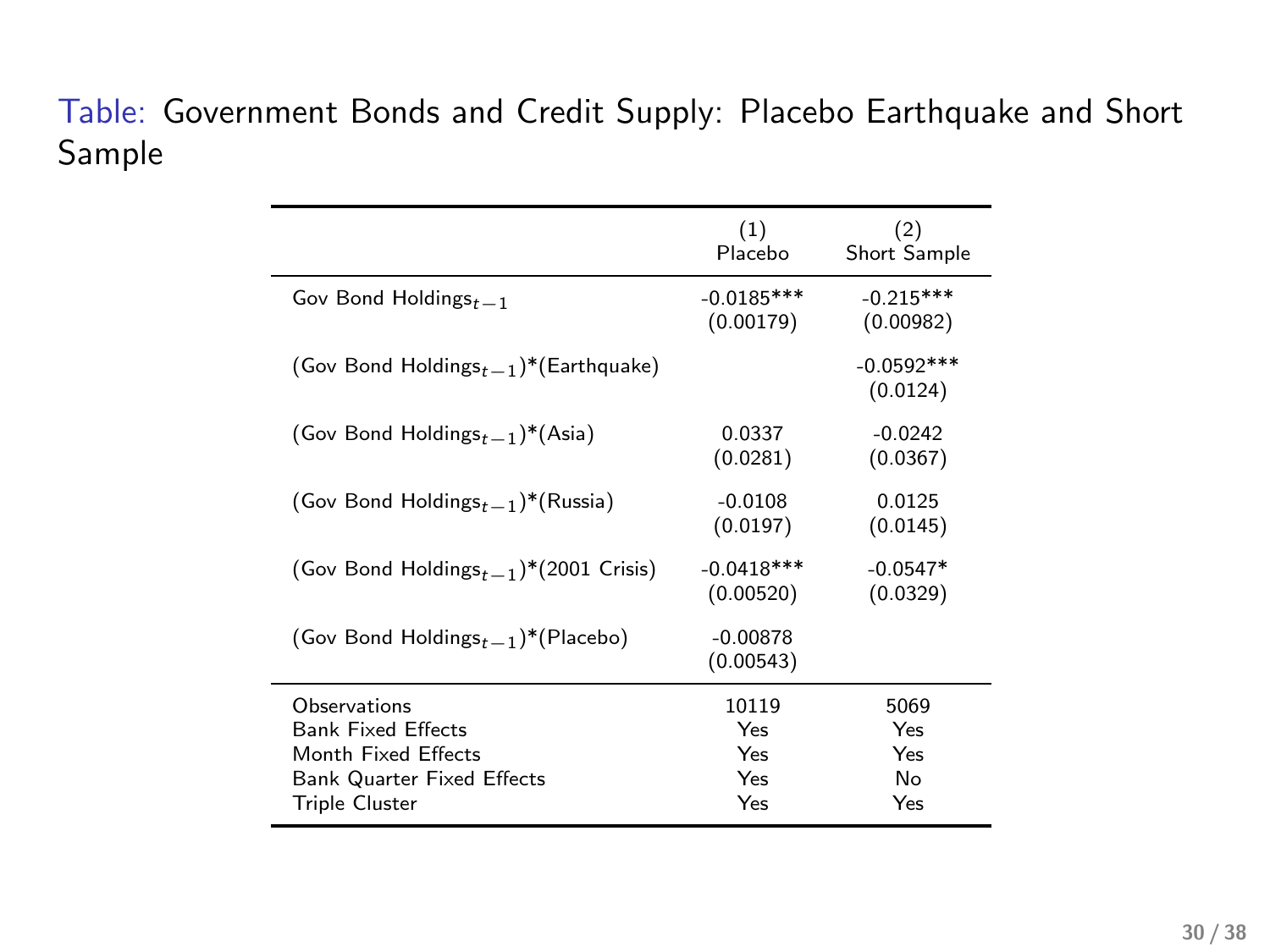Table: Government Bonds and Credit Supply: Placebo Earthquake and Short Sample

| | (1) Placebo | (2) Short Sample |
|---|---|---|
| Gov Bond Holdings$_{t-1}$ | -0.0185*** | -0.215*** |
| | (0.00179) | (0.00982) |
| (Gov Bond Holdings$_{t-1}$)*(Earthquake) | | -0.0592*** |
| | | (0.0124) |
| (Gov Bond Holdings$_{t-1}$)*(Asia) | 0.0337 | -0.0242 |
| | (0.0281) | (0.0367) |
| (Gov Bond Holdings$_{t-1}$)*(Russia) | -0.0108 | 0.0125 |
| | (0.0197) | (0.0145) |
| (Gov Bond Holdings$_{t-1}$)*(2001 Crisis) | -0.0418*** | -0.0547* |
| | (0.00520) | (0.0329) |
| (Gov Bond Holdings$_{t-1}$)*(Placebo) | -0.00878 | |
| | (0.00543) | |
| Observations | 10119 | 5069 |
| Bank Fixed Effects | Yes | Yes |
| Month Fixed Effects | Yes | Yes |
| Bank Quarter Fixed Effects | Yes | No |
| Triple Cluster | Yes | Yes |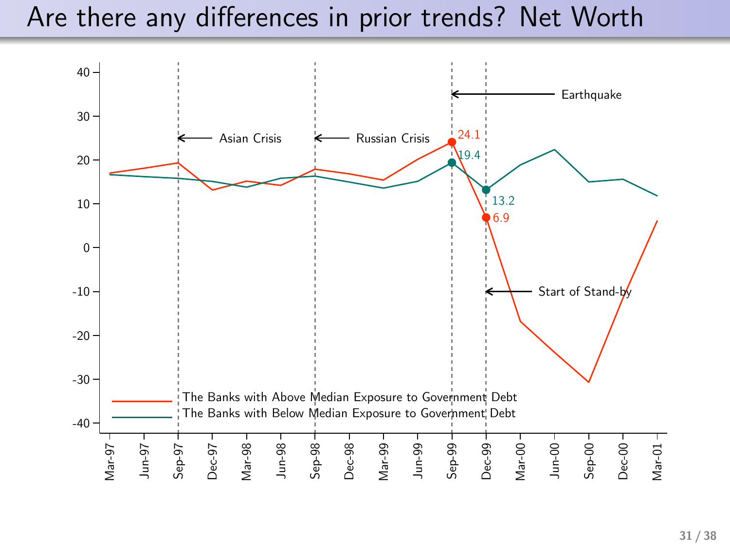# Are there any differences in prior trends? Net Worth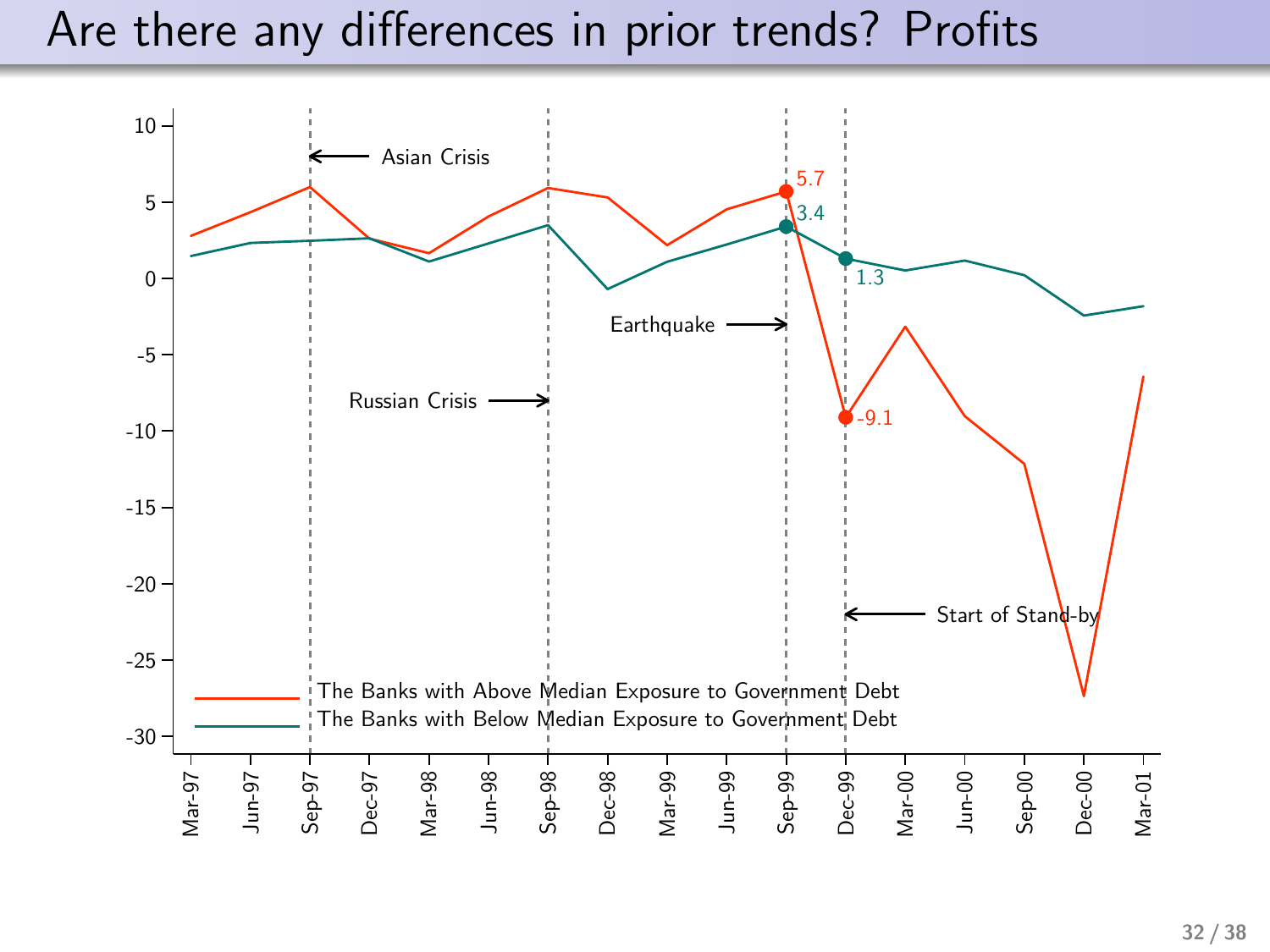# Are there any differences in prior trends? Profits

10

5

0

-5

-10

-15

-20

-25

-30

Asian Crisis

Russian Crisis

Earthquake

Start of Stand-by

5.7

3.4

1.3

-9.1

The Banks with Above Median Exposure to Government Debt

The Banks with Below Median Exposure to Government Debt

Mar-97 Jun-97 Sep-97 Dec-97 Mar-98 Jun-98 Sep-98 Dec-98 Mar-99 Jun-99 Sep-99 Dec-99 Mar-00 Jun-00 Sep-00 Dec-00 Mar-01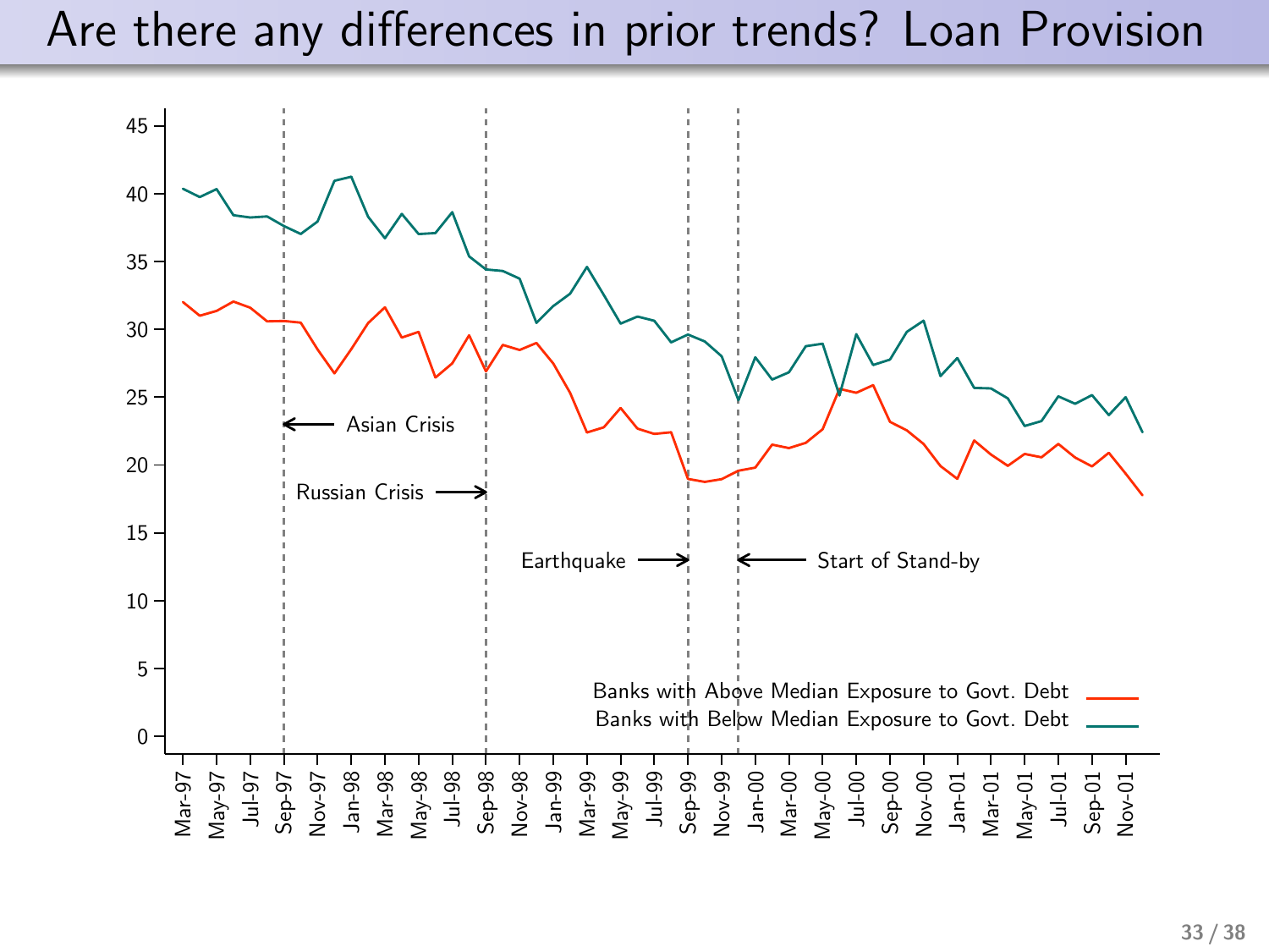# Are there any differences in prior trends? Loan Provision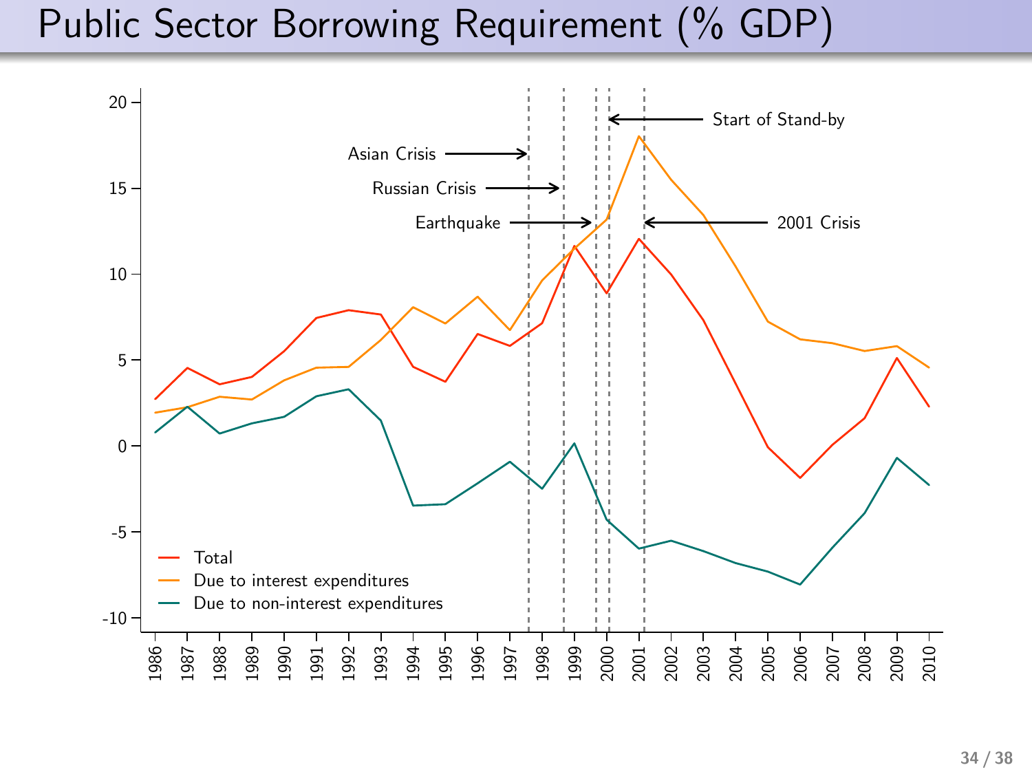# Public Sector Borrowing Requirement (% GDP)

Start of Stand-by

Asian Crisis

Russian Crisis

Earthquake

2001 Crisis

- Total
- Due to interest expenditures
- Due to non-interest expenditures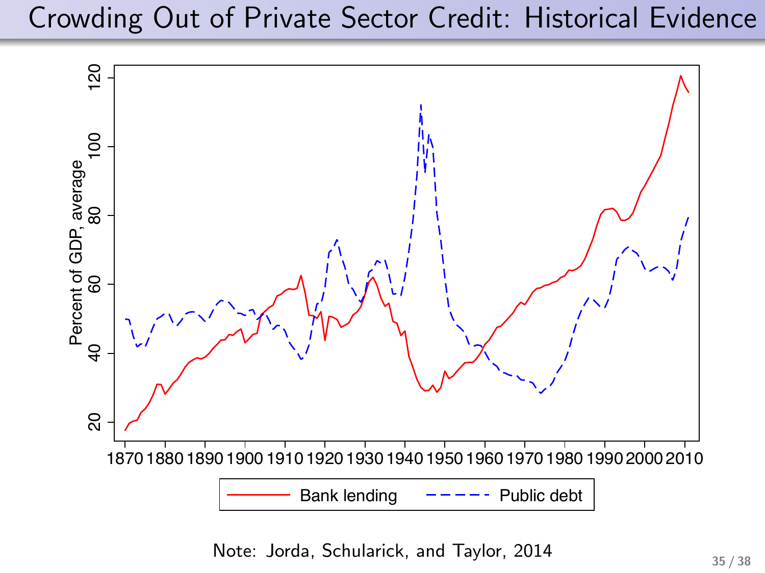# Crowding Out of Private Sector Credit: Historical Evidence

Note: Jorda, Schularick, and Taylor, 2014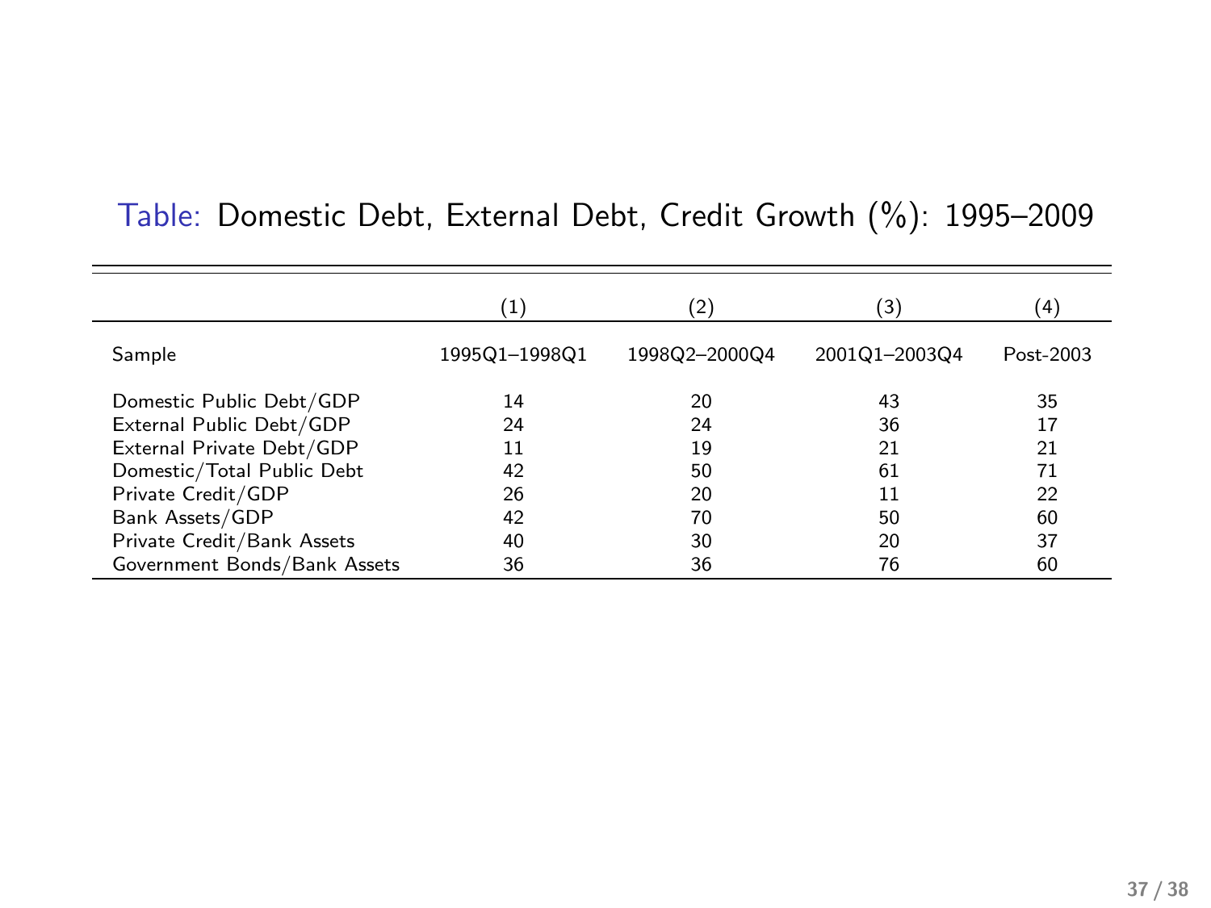Table: Domestic Debt, External Debt, Credit Growth (%): 1995–2009

| | (1) | (2) | (3) | (4) |
|---|---|---|---|---|
| Sample | 1995Q1–1998Q1 | 1998Q2–2000Q4 | 2001Q1–2003Q4 | Post-2003 |
| Domestic Public Debt/GDP | 14 | 20 | 43 | 35 |
| External Public Debt/GDP | 24 | 24 | 36 | 17 |
| External Private Debt/GDP | 11 | 19 | 21 | 21 |
| Domestic/Total Public Debt | 42 | 50 | 61 | 71 |
| Private Credit/GDP | 26 | 20 | 11 | 22 |
| Bank Assets/GDP | 42 | 70 | 50 | 60 |
| Private Credit/Bank Assets | 40 | 30 | 20 | 37 |
| Government Bonds/Bank Assets | 36 | 36 | 76 | 60 |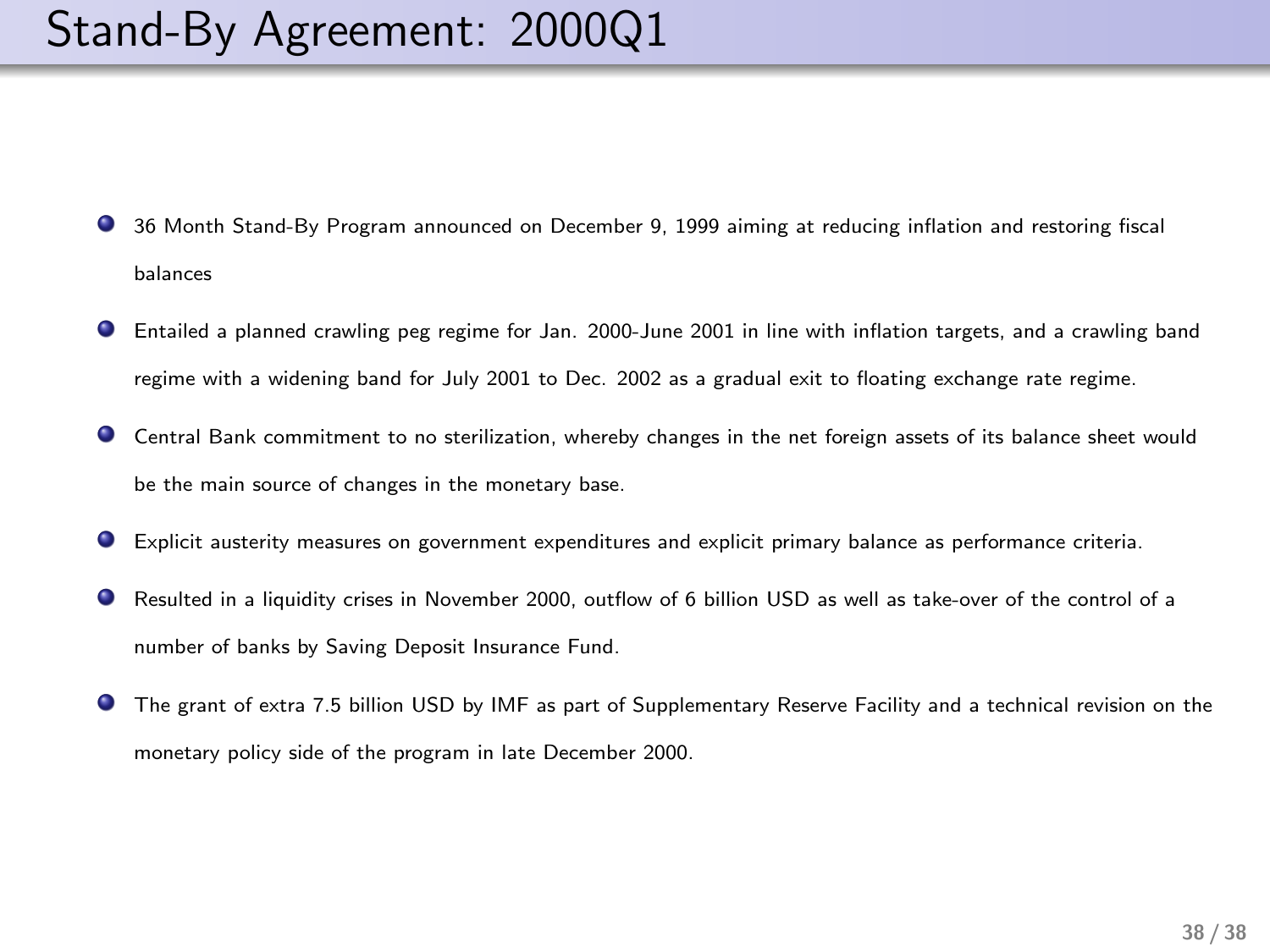# Stand-By Agreement: 2000Q1

- 36 Month Stand-By Program announced on December 9, 1999 aiming at reducing inflation and restoring fiscal balances
- Entailed a planned crawling peg regime for Jan. 2000-June 2001 in line with inflation targets, and a crawling band regime with a widening band for July 2001 to Dec. 2002 as a gradual exit to floating exchange rate regime.
- Central Bank commitment to no sterilization, whereby changes in the net foreign assets of its balance sheet would be the main source of changes in the monetary base.
- Explicit austerity measures on government expenditures and explicit primary balance as performance criteria.
- Resulted in a liquidity crises in November 2000, outflow of 6 billion USD as well as take-over of the control of a number of banks by Saving Deposit Insurance Fund.
- The grant of extra 7.5 billion USD by IMF as part of Supplementary Reserve Facility and a technical revision on the monetary policy side of the program in late December 2000.